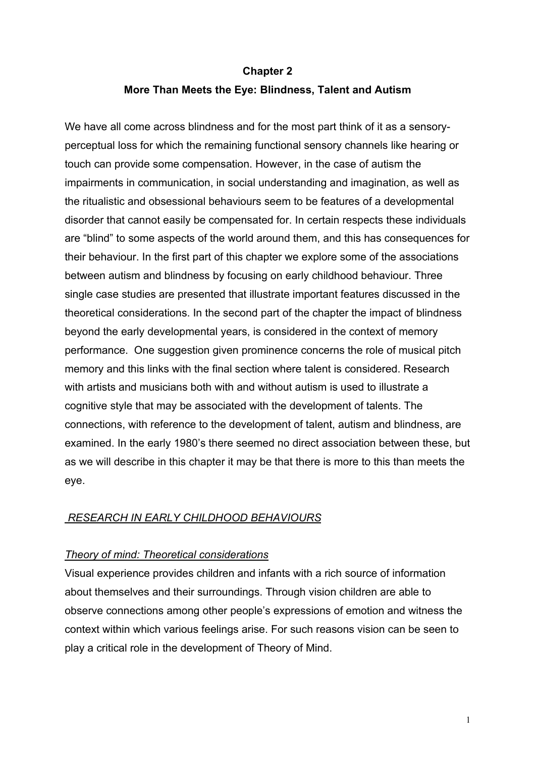# Chapter 2

## More Than Meets the Eye: Blindness, Talent and Autism

We have all come across blindness and for the most part think of it as a sensory-perceptual loss for which the remaining functional sensory channels like hearing or touch can provide some compensation. However, in the case of autism the impairments in communication, in social understanding and imagination, as well as the ritualistic and obsessional behaviours seem to be features of a developmental disorder that cannot easily be compensated for. In certain respects these individuals are "blind" to some aspects of the world around them, and this has consequences for their behaviour. In the first part of this chapter we explore some of the associations between autism and blindness by focusing on early childhood behaviour. Three single case studies are presented that illustrate important features discussed in the theoretical considerations. In the second part of the chapter the impact of blindness beyond the early developmental years, is considered in the context of memory performance. One suggestion given prominence concerns the role of musical pitch memory and this links with the final section where talent is considered. Research with artists and musicians both with and without autism is used to illustrate a cognitive style that may be associated with the development of talents. The connections, with reference to the development of talent, autism and blindness, are examined. In the early 1980's there seemed no direct association between these, but as we will describe in this chapter it may be that there is more to this than meets the eye.

### *RESEARCH IN EARLY CHILDHOOD BEHAVIOURS*

#### *Theory of mind: Theoretical considerations*

Visual experience provides children and infants with a rich source of information about themselves and their surroundings. Through vision children are able to observe connections among other people's expressions of emotion and witness the context within which various feelings arise. For such reasons vision can be seen to play a critical role in the development of Theory of Mind.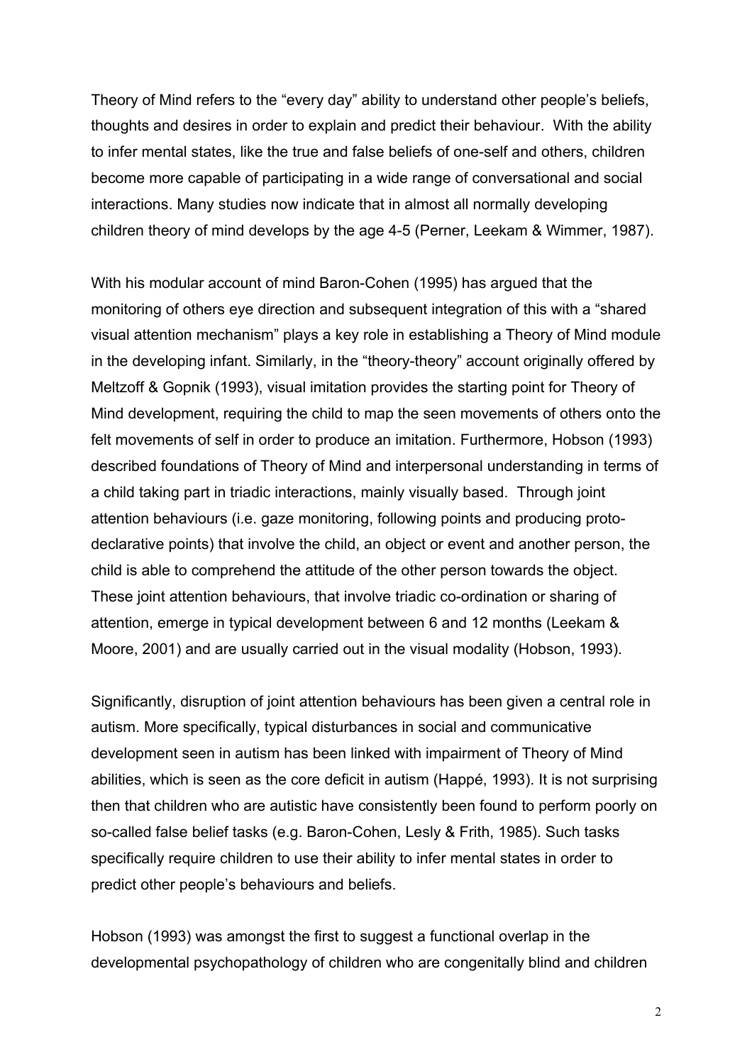Theory of Mind refers to the "every day" ability to understand other people's beliefs, thoughts and desires in order to explain and predict their behaviour. With the ability to infer mental states, like the true and false beliefs of one-self and others, children become more capable of participating in a wide range of conversational and social interactions. Many studies now indicate that in almost all normally developing children theory of mind develops by the age 4-5 (Perner, Leekam & Wimmer, 1987).

With his modular account of mind Baron-Cohen (1995) has argued that the monitoring of others eye direction and subsequent integration of this with a "shared visual attention mechanism" plays a key role in establishing a Theory of Mind module in the developing infant. Similarly, in the "theory-theory" account originally offered by Meltzoff & Gopnik (1993), visual imitation provides the starting point for Theory of Mind development, requiring the child to map the seen movements of others onto the felt movements of self in order to produce an imitation. Furthermore, Hobson (1993) described foundations of Theory of Mind and interpersonal understanding in terms of a child taking part in triadic interactions, mainly visually based. Through joint attention behaviours (i.e. gaze monitoring, following points and producing proto-declarative points) that involve the child, an object or event and another person, the child is able to comprehend the attitude of the other person towards the object. These joint attention behaviours, that involve triadic co-ordination or sharing of attention, emerge in typical development between 6 and 12 months (Leekam & Moore, 2001) and are usually carried out in the visual modality (Hobson, 1993).

Significantly, disruption of joint attention behaviours has been given a central role in autism. More specifically, typical disturbances in social and communicative development seen in autism has been linked with impairment of Theory of Mind abilities, which is seen as the core deficit in autism (Happé, 1993). It is not surprising then that children who are autistic have consistently been found to perform poorly on so-called false belief tasks (e.g. Baron-Cohen, Lesly & Frith, 1985). Such tasks specifically require children to use their ability to infer mental states in order to predict other people's behaviours and beliefs.

Hobson (1993) was amongst the first to suggest a functional overlap in the developmental psychopathology of children who are congenitally blind and children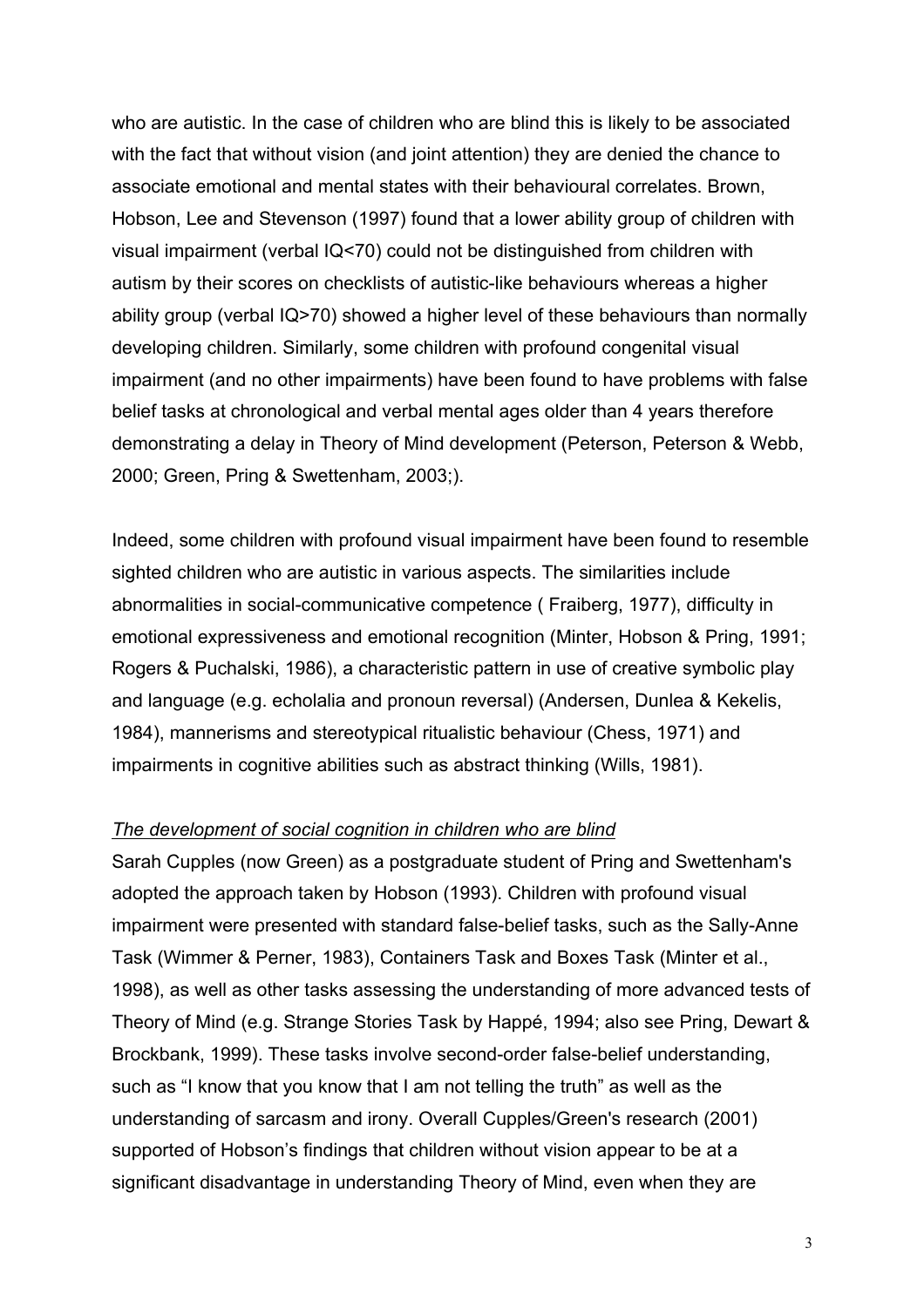who are autistic. In the case of children who are blind this is likely to be associated with the fact that without vision (and joint attention) they are denied the chance to associate emotional and mental states with their behavioural correlates. Brown, Hobson, Lee and Stevenson (1997) found that a lower ability group of children with visual impairment (verbal IQ<70) could not be distinguished from children with autism by their scores on checklists of autistic-like behaviours whereas a higher ability group (verbal IQ>70) showed a higher level of these behaviours than normally developing children. Similarly, some children with profound congenital visual impairment (and no other impairments) have been found to have problems with false belief tasks at chronological and verbal mental ages older than 4 years therefore demonstrating a delay in Theory of Mind development (Peterson, Peterson & Webb, 2000; Green, Pring & Swettenham, 2003;).

Indeed, some children with profound visual impairment have been found to resemble sighted children who are autistic in various aspects. The similarities include abnormalities in social-communicative competence ( Fraiberg, 1977), difficulty in emotional expressiveness and emotional recognition (Minter, Hobson & Pring, 1991; Rogers & Puchalski, 1986), a characteristic pattern in use of creative symbolic play and language (e.g. echolalia and pronoun reversal) (Andersen, Dunlea & Kekelis, 1984), mannerisms and stereotypical ritualistic behaviour (Chess, 1971) and impairments in cognitive abilities such as abstract thinking (Wills, 1981).

*<u>The development of social cognition in children who are blind</u>*

Sarah Cupples (now Green) as a postgraduate student of Pring and Swettenham's adopted the approach taken by Hobson (1993). Children with profound visual impairment were presented with standard false-belief tasks, such as the Sally-Anne Task (Wimmer & Perner, 1983), Containers Task and Boxes Task (Minter et al., 1998), as well as other tasks assessing the understanding of more advanced tests of Theory of Mind (e.g. Strange Stories Task by Happé, 1994; also see Pring, Dewart & Brockbank, 1999). These tasks involve second-order false-belief understanding, such as "I know that you know that I am not telling the truth" as well as the understanding of sarcasm and irony. Overall Cupples/Green's research (2001) supported of Hobson's findings that children without vision appear to be at a significant disadvantage in understanding Theory of Mind, even when they are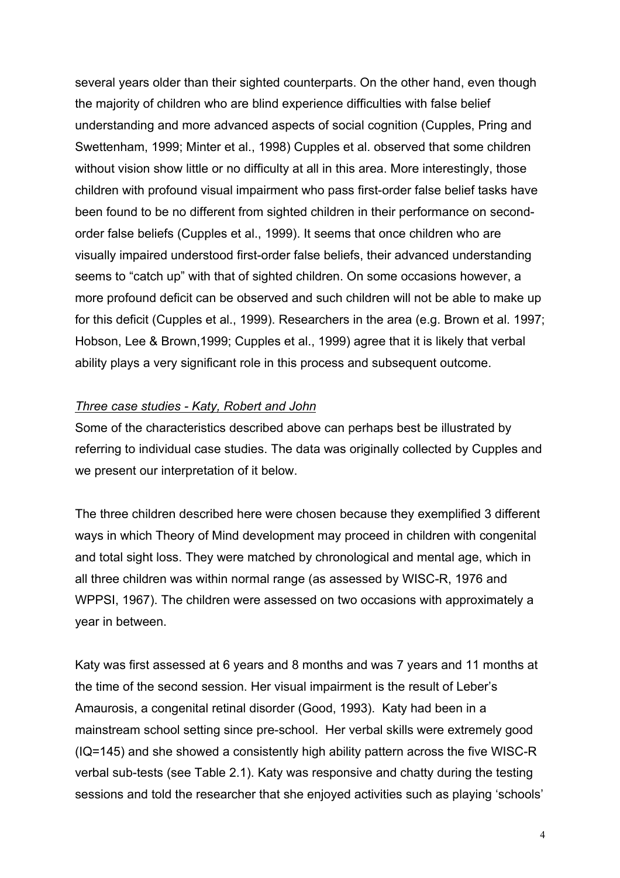several years older than their sighted counterparts. On the other hand, even though the majority of children who are blind experience difficulties with false belief understanding and more advanced aspects of social cognition (Cupples, Pring and Swettenham, 1999; Minter et al., 1998) Cupples et al. observed that some children without vision show little or no difficulty at all in this area. More interestingly, those children with profound visual impairment who pass first-order false belief tasks have been found to be no different from sighted children in their performance on second-order false beliefs (Cupples et al., 1999). It seems that once children who are visually impaired understood first-order false beliefs, their advanced understanding seems to "catch up" with that of sighted children. On some occasions however, a more profound deficit can be observed and such children will not be able to make up for this deficit (Cupples et al., 1999). Researchers in the area (e.g. Brown et al. 1997; Hobson, Lee & Brown,1999; Cupples et al., 1999) agree that it is likely that verbal ability plays a very significant role in this process and subsequent outcome.

*Three case studies - Katy, Robert and John*

Some of the characteristics described above can perhaps best be illustrated by referring to individual case studies. The data was originally collected by Cupples and we present our interpretation of it below.

The three children described here were chosen because they exemplified 3 different ways in which Theory of Mind development may proceed in children with congenital and total sight loss. They were matched by chronological and mental age, which in all three children was within normal range (as assessed by WISC-R, 1976 and WPPSI, 1967). The children were assessed on two occasions with approximately a year in between.

Katy was first assessed at 6 years and 8 months and was 7 years and 11 months at the time of the second session. Her visual impairment is the result of Leber's Amaurosis, a congenital retinal disorder (Good, 1993). Katy had been in a mainstream school setting since pre-school. Her verbal skills were extremely good (IQ=145) and she showed a consistently high ability pattern across the five WISC-R verbal sub-tests (see Table 2.1). Katy was responsive and chatty during the testing sessions and told the researcher that she enjoyed activities such as playing 'schools'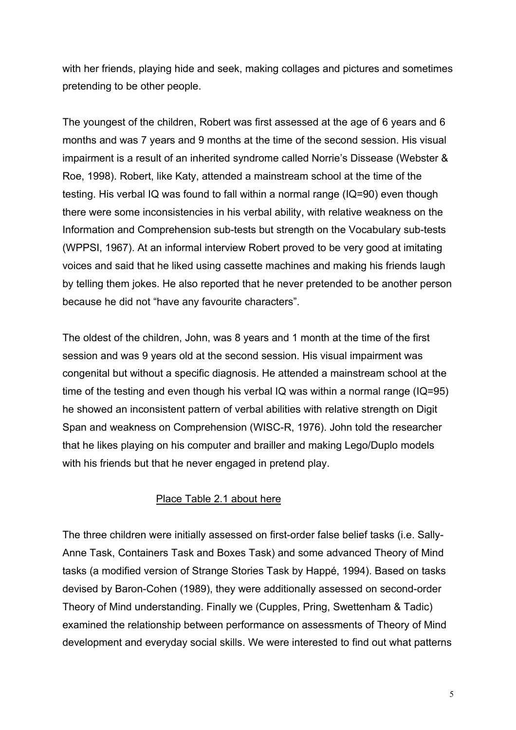with her friends, playing hide and seek, making collages and pictures and sometimes pretending to be other people.

The youngest of the children, Robert was first assessed at the age of 6 years and 6 months and was 7 years and 9 months at the time of the second session. His visual impairment is a result of an inherited syndrome called Norrie's Dissease (Webster & Roe, 1998). Robert, like Katy, attended a mainstream school at the time of the testing. His verbal IQ was found to fall within a normal range (IQ=90) even though there were some inconsistencies in his verbal ability, with relative weakness on the Information and Comprehension sub-tests but strength on the Vocabulary sub-tests (WPPSI, 1967). At an informal interview Robert proved to be very good at imitating voices and said that he liked using cassette machines and making his friends laugh by telling them jokes. He also reported that he never pretended to be another person because he did not "have any favourite characters".

The oldest of the children, John, was 8 years and 1 month at the time of the first session and was 9 years old at the second session. His visual impairment was congenital but without a specific diagnosis. He attended a mainstream school at the time of the testing and even though his verbal IQ was within a normal range (IQ=95) he showed an inconsistent pattern of verbal abilities with relative strength on Digit Span and weakness on Comprehension (WISC-R, 1976). John told the researcher that he likes playing on his computer and brailler and making Lego/Duplo models with his friends but that he never engaged in pretend play.

Place Table 2.1 about here

The three children were initially assessed on first-order false belief tasks (i.e. Sally-Anne Task, Containers Task and Boxes Task) and some advanced Theory of Mind tasks (a modified version of Strange Stories Task by Happé, 1994). Based on tasks devised by Baron-Cohen (1989), they were additionally assessed on second-order Theory of Mind understanding. Finally we (Cupples, Pring, Swettenham & Tadic) examined the relationship between performance on assessments of Theory of Mind development and everyday social skills. We were interested to find out what patterns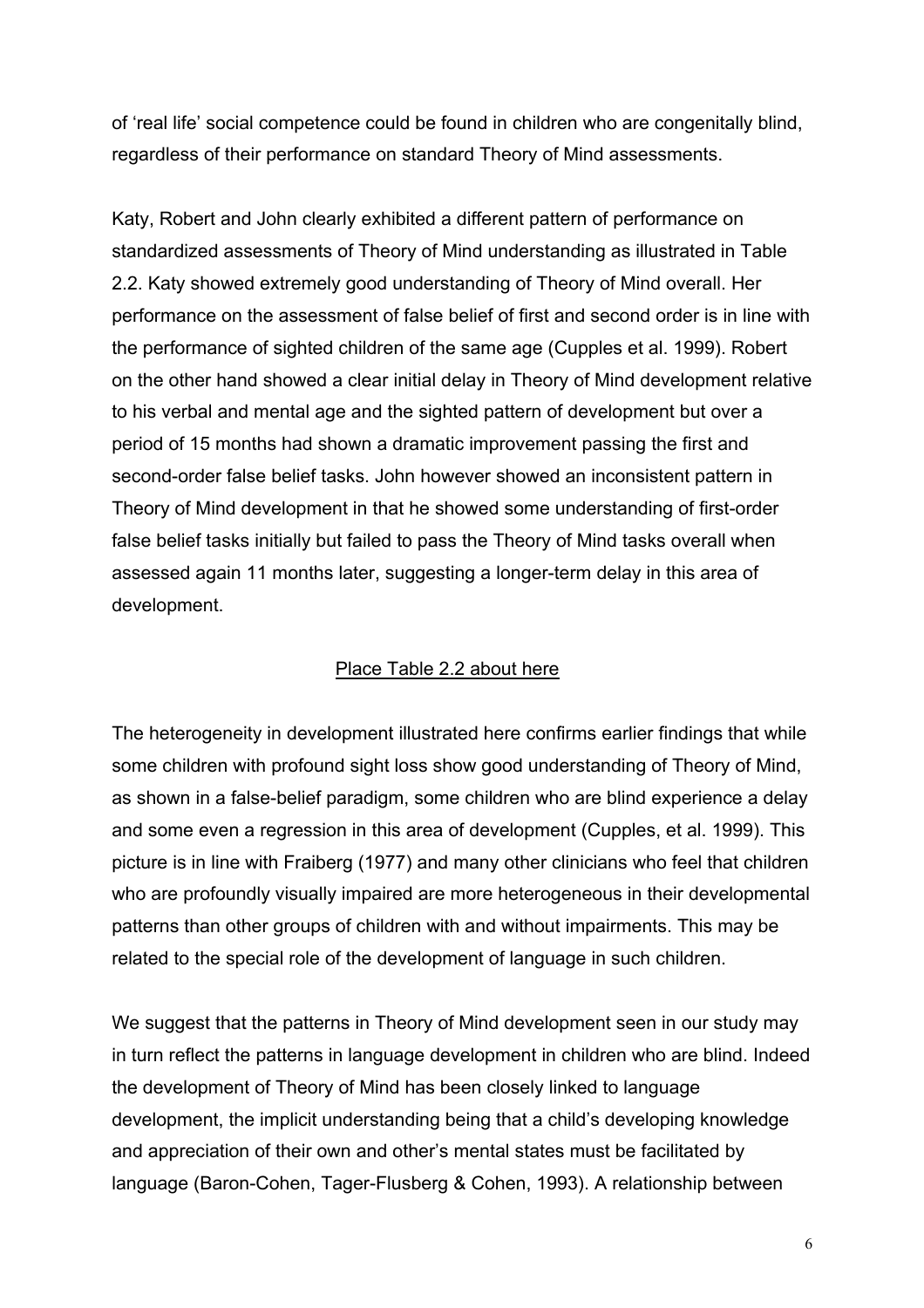of 'real life' social competence could be found in children who are congenitally blind, regardless of their performance on standard Theory of Mind assessments.

Katy, Robert and John clearly exhibited a different pattern of performance on standardized assessments of Theory of Mind understanding as illustrated in Table 2.2. Katy showed extremely good understanding of Theory of Mind overall. Her performance on the assessment of false belief of first and second order is in line with the performance of sighted children of the same age (Cupples et al. 1999). Robert on the other hand showed a clear initial delay in Theory of Mind development relative to his verbal and mental age and the sighted pattern of development but over a period of 15 months had shown a dramatic improvement passing the first and second-order false belief tasks. John however showed an inconsistent pattern in Theory of Mind development in that he showed some understanding of first-order false belief tasks initially but failed to pass the Theory of Mind tasks overall when assessed again 11 months later, suggesting a longer-term delay in this area of development.

<u>Place Table 2.2 about here</u>

The heterogeneity in development illustrated here confirms earlier findings that while some children with profound sight loss show good understanding of Theory of Mind, as shown in a false-belief paradigm, some children who are blind experience a delay and some even a regression in this area of development (Cupples, et al. 1999). This picture is in line with Fraiberg (1977) and many other clinicians who feel that children who are profoundly visually impaired are more heterogeneous in their developmental patterns than other groups of children with and without impairments. This may be related to the special role of the development of language in such children.

We suggest that the patterns in Theory of Mind development seen in our study may in turn reflect the patterns in language development in children who are blind. Indeed the development of Theory of Mind has been closely linked to language development, the implicit understanding being that a child's developing knowledge and appreciation of their own and other's mental states must be facilitated by language (Baron-Cohen, Tager-Flusberg & Cohen, 1993). A relationship between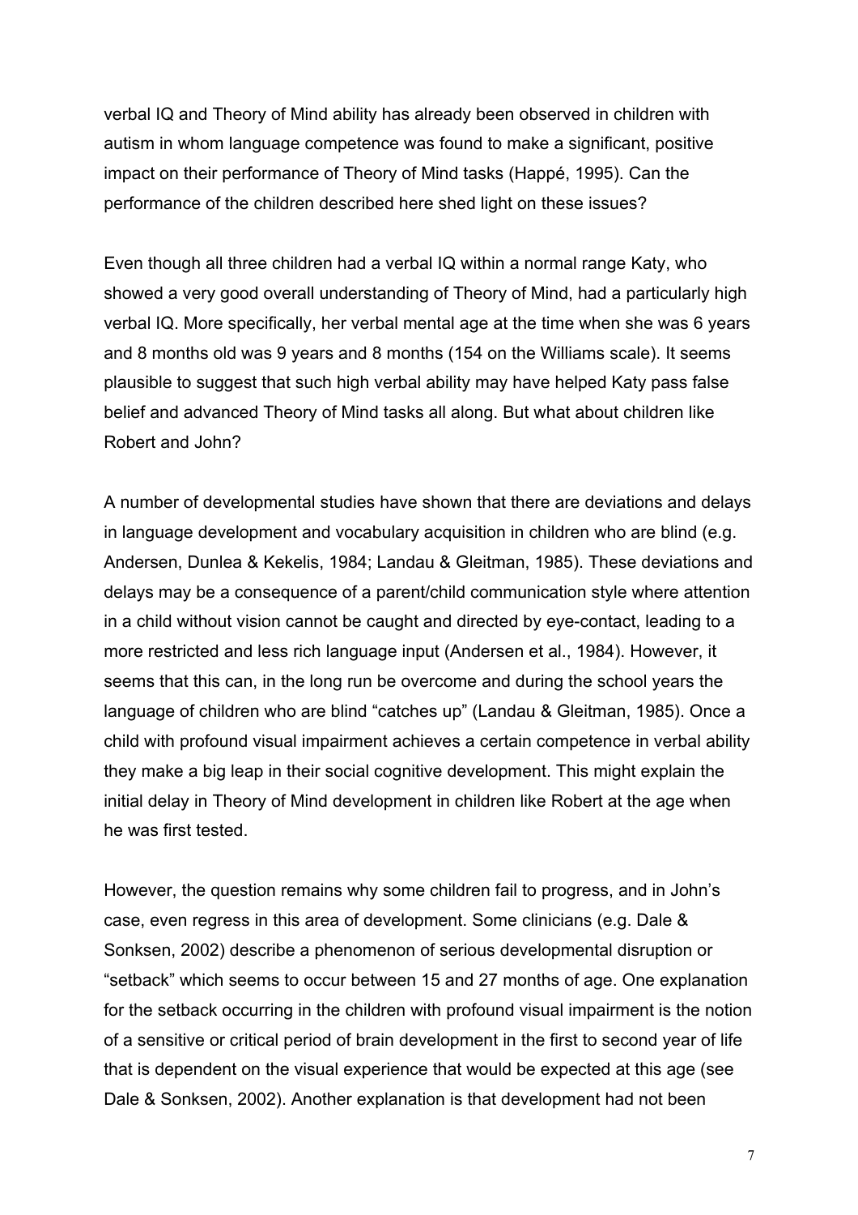verbal IQ and Theory of Mind ability has already been observed in children with autism in whom language competence was found to make a significant, positive impact on their performance of Theory of Mind tasks (Happé, 1995). Can the performance of the children described here shed light on these issues?

Even though all three children had a verbal IQ within a normal range Katy, who showed a very good overall understanding of Theory of Mind, had a particularly high verbal IQ. More specifically, her verbal mental age at the time when she was 6 years and 8 months old was 9 years and 8 months (154 on the Williams scale). It seems plausible to suggest that such high verbal ability may have helped Katy pass false belief and advanced Theory of Mind tasks all along. But what about children like Robert and John?

A number of developmental studies have shown that there are deviations and delays in language development and vocabulary acquisition in children who are blind (e.g. Andersen, Dunlea & Kekelis, 1984; Landau & Gleitman, 1985). These deviations and delays may be a consequence of a parent/child communication style where attention in a child without vision cannot be caught and directed by eye-contact, leading to a more restricted and less rich language input (Andersen et al., 1984). However, it seems that this can, in the long run be overcome and during the school years the language of children who are blind "catches up" (Landau & Gleitman, 1985). Once a child with profound visual impairment achieves a certain competence in verbal ability they make a big leap in their social cognitive development. This might explain the initial delay in Theory of Mind development in children like Robert at the age when he was first tested.

However, the question remains why some children fail to progress, and in John's case, even regress in this area of development. Some clinicians (e.g. Dale & Sonksen, 2002) describe a phenomenon of serious developmental disruption or "setback" which seems to occur between 15 and 27 months of age. One explanation for the setback occurring in the children with profound visual impairment is the notion of a sensitive or critical period of brain development in the first to second year of life that is dependent on the visual experience that would be expected at this age (see Dale & Sonksen, 2002). Another explanation is that development had not been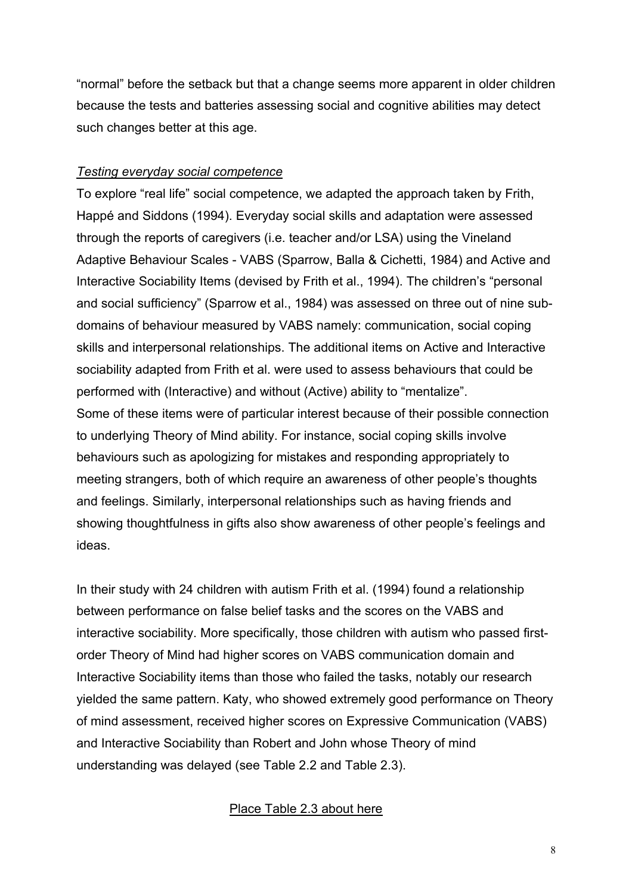"normal" before the setback but that a change seems more apparent in older children because the tests and batteries assessing social and cognitive abilities may detect such changes better at this age.

*Testing everyday social competence*

To explore "real life" social competence, we adapted the approach taken by Frith, Happé and Siddons (1994). Everyday social skills and adaptation were assessed through the reports of caregivers (i.e. teacher and/or LSA) using the Vineland Adaptive Behaviour Scales - VABS (Sparrow, Balla & Cichetti, 1984) and Active and Interactive Sociability Items (devised by Frith et al., 1994). The children's "personal and social sufficiency" (Sparrow et al., 1984) was assessed on three out of nine sub-domains of behaviour measured by VABS namely: communication, social coping skills and interpersonal relationships. The additional items on Active and Interactive sociability adapted from Frith et al. were used to assess behaviours that could be performed with (Interactive) and without (Active) ability to "mentalize".
Some of these items were of particular interest because of their possible connection to underlying Theory of Mind ability. For instance, social coping skills involve behaviours such as apologizing for mistakes and responding appropriately to meeting strangers, both of which require an awareness of other people's thoughts and feelings. Similarly, interpersonal relationships such as having friends and showing thoughtfulness in gifts also show awareness of other people's feelings and ideas.

In their study with 24 children with autism Frith et al. (1994) found a relationship between performance on false belief tasks and the scores on the VABS and interactive sociability. More specifically, those children with autism who passed first-order Theory of Mind had higher scores on VABS communication domain and Interactive Sociability items than those who failed the tasks, notably our research yielded the same pattern. Katy, who showed extremely good performance on Theory of mind assessment, received higher scores on Expressive Communication (VABS) and Interactive Sociability than Robert and John whose Theory of mind understanding was delayed (see Table 2.2 and Table 2.3).

Place Table 2.3 about here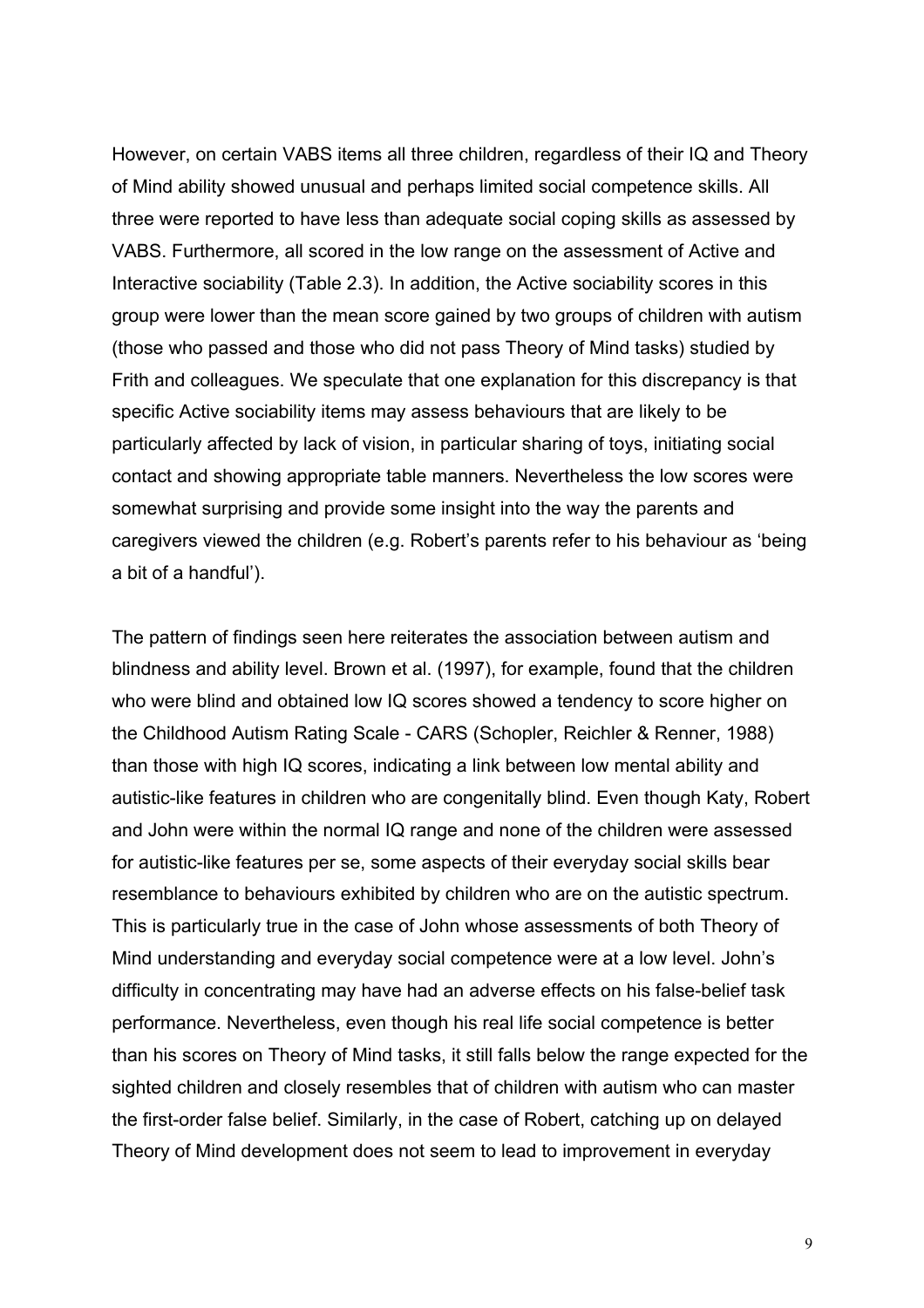However, on certain VABS items all three children, regardless of their IQ and Theory of Mind ability showed unusual and perhaps limited social competence skills. All three were reported to have less than adequate social coping skills as assessed by VABS. Furthermore, all scored in the low range on the assessment of Active and Interactive sociability (Table 2.3). In addition, the Active sociability scores in this group were lower than the mean score gained by two groups of children with autism (those who passed and those who did not pass Theory of Mind tasks) studied by Frith and colleagues. We speculate that one explanation for this discrepancy is that specific Active sociability items may assess behaviours that are likely to be particularly affected by lack of vision, in particular sharing of toys, initiating social contact and showing appropriate table manners. Nevertheless the low scores were somewhat surprising and provide some insight into the way the parents and caregivers viewed the children (e.g. Robert's parents refer to his behaviour as 'being a bit of a handful').

The pattern of findings seen here reiterates the association between autism and blindness and ability level. Brown et al. (1997), for example, found that the children who were blind and obtained low IQ scores showed a tendency to score higher on the Childhood Autism Rating Scale - CARS (Schopler, Reichler & Renner, 1988) than those with high IQ scores, indicating a link between low mental ability and autistic-like features in children who are congenitally blind. Even though Katy, Robert and John were within the normal IQ range and none of the children were assessed for autistic-like features per se, some aspects of their everyday social skills bear resemblance to behaviours exhibited by children who are on the autistic spectrum. This is particularly true in the case of John whose assessments of both Theory of Mind understanding and everyday social competence were at a low level. John's difficulty in concentrating may have had an adverse effects on his false-belief task performance. Nevertheless, even though his real life social competence is better than his scores on Theory of Mind tasks, it still falls below the range expected for the sighted children and closely resembles that of children with autism who can master the first-order false belief. Similarly, in the case of Robert, catching up on delayed Theory of Mind development does not seem to lead to improvement in everyday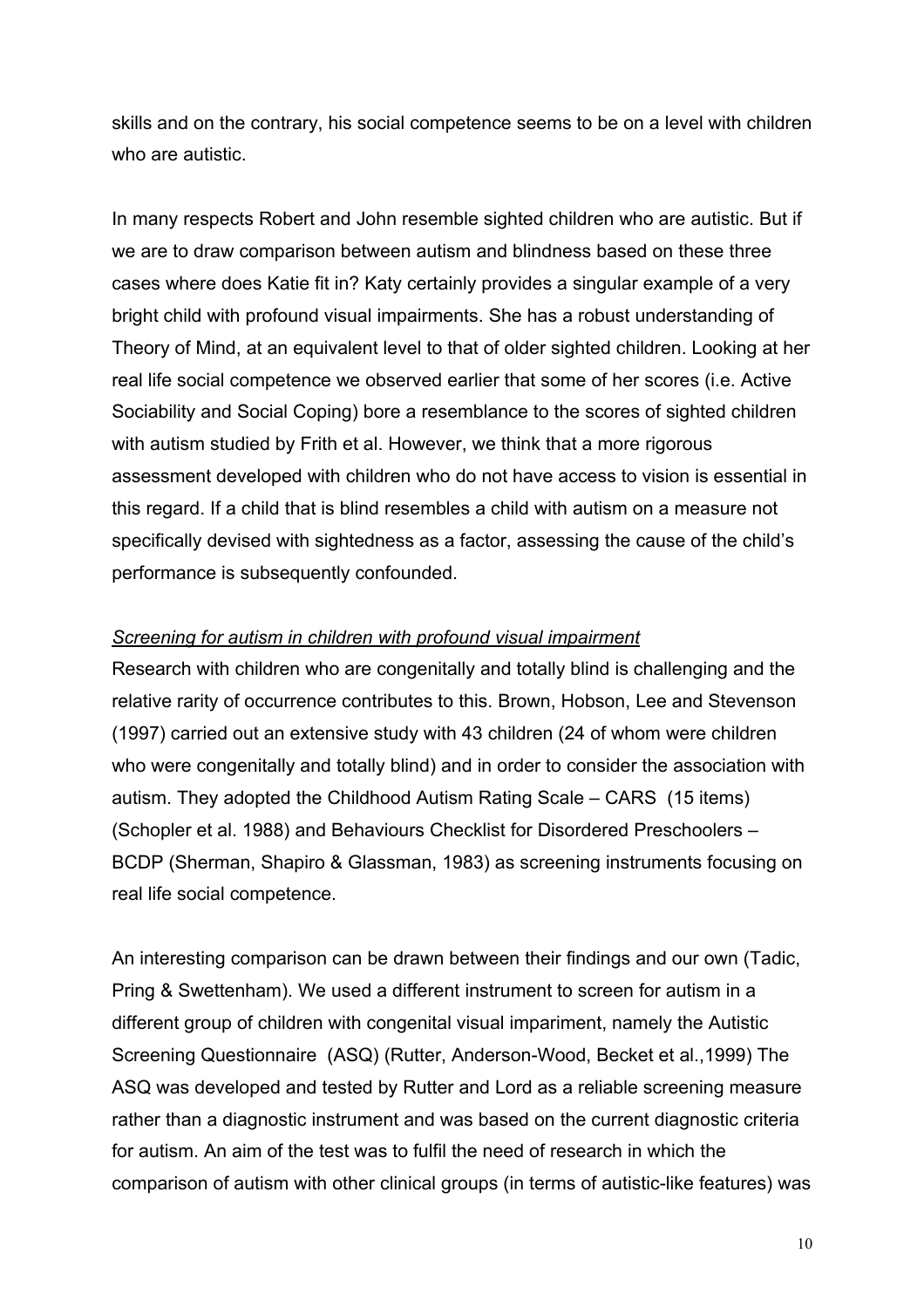skills and on the contrary, his social competence seems to be on a level with children who are autistic.

In many respects Robert and John resemble sighted children who are autistic. But if we are to draw comparison between autism and blindness based on these three cases where does Katie fit in? Katy certainly provides a singular example of a very bright child with profound visual impairments. She has a robust understanding of Theory of Mind, at an equivalent level to that of older sighted children. Looking at her real life social competence we observed earlier that some of her scores (i.e. Active Sociability and Social Coping) bore a resemblance to the scores of sighted children with autism studied by Frith et al. However, we think that a more rigorous assessment developed with children who do not have access to vision is essential in this regard. If a child that is blind resembles a child with autism on a measure not specifically devised with sightedness as a factor, assessing the cause of the child's performance is subsequently confounded.

*Screening for autism in children with profound visual impairment*

Research with children who are congenitally and totally blind is challenging and the relative rarity of occurrence contributes to this. Brown, Hobson, Lee and Stevenson (1997) carried out an extensive study with 43 children (24 of whom were children who were congenitally and totally blind) and in order to consider the association with autism. They adopted the Childhood Autism Rating Scale – CARS (15 items) (Schopler et al. 1988) and Behaviours Checklist for Disordered Preschoolers – BCDP (Sherman, Shapiro & Glassman, 1983) as screening instruments focusing on real life social competence.

An interesting comparison can be drawn between their findings and our own (Tadic, Pring & Swettenham). We used a different instrument to screen for autism in a different group of children with congenital visual impariment, namely the Autistic Screening Questionnaire (ASQ) (Rutter, Anderson-Wood, Becket et al.,1999) The ASQ was developed and tested by Rutter and Lord as a reliable screening measure rather than a diagnostic instrument and was based on the current diagnostic criteria for autism. An aim of the test was to fulfil the need of research in which the comparison of autism with other clinical groups (in terms of autistic-like features) was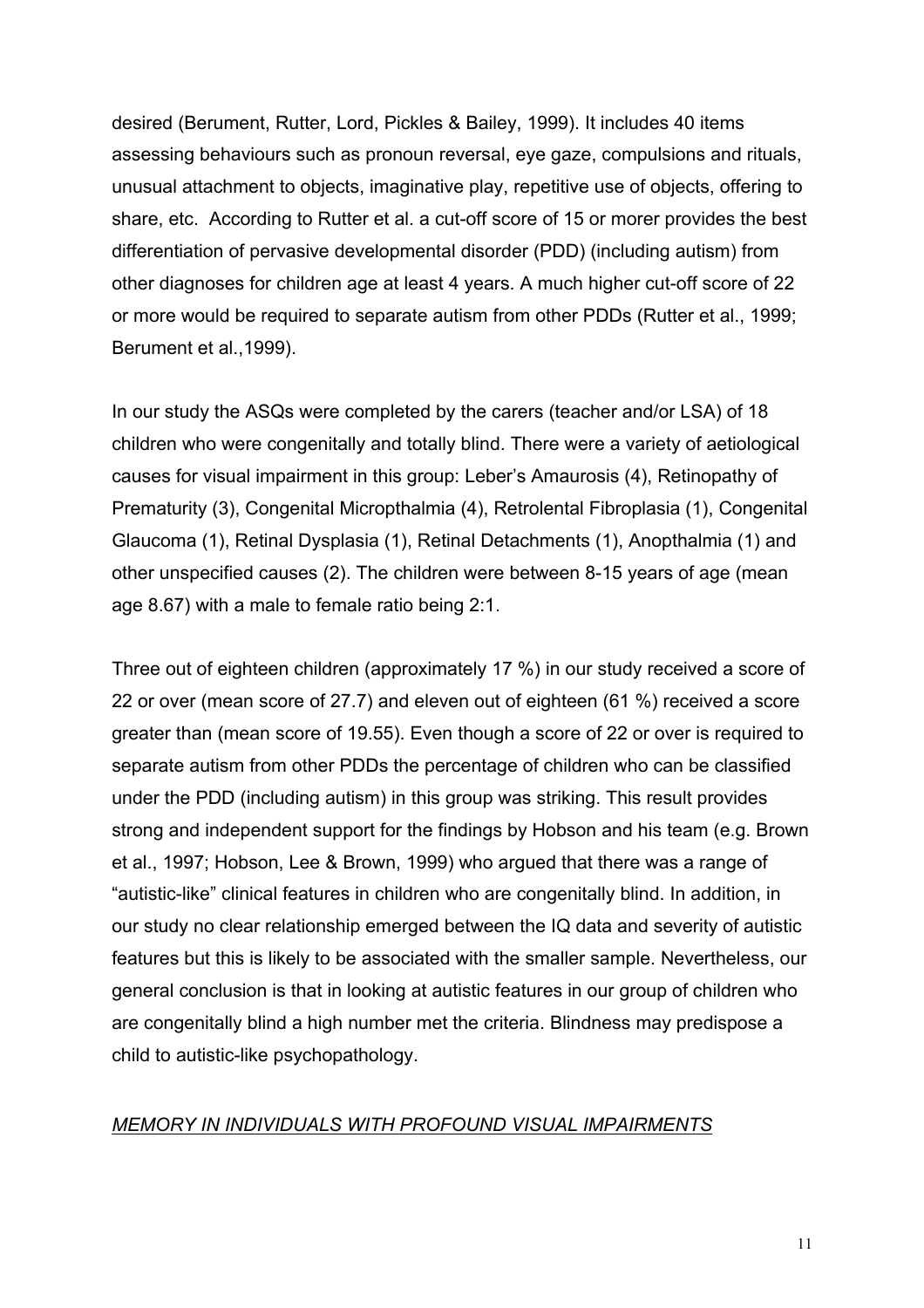desired (Berument, Rutter, Lord, Pickles & Bailey, 1999). It includes 40 items assessing behaviours such as pronoun reversal, eye gaze, compulsions and rituals, unusual attachment to objects, imaginative play, repetitive use of objects, offering to share, etc. According to Rutter et al. a cut-off score of 15 or morer provides the best differentiation of pervasive developmental disorder (PDD) (including autism) from other diagnoses for children age at least 4 years. A much higher cut-off score of 22 or more would be required to separate autism from other PDDs (Rutter et al., 1999; Berument et al.,1999).

In our study the ASQs were completed by the carers (teacher and/or LSA) of 18 children who were congenitally and totally blind. There were a variety of aetiological causes for visual impairment in this group: Leber's Amaurosis (4), Retinopathy of Prematurity (3), Congenital Micropthalmia (4), Retrolental Fibroplasia (1), Congenital Glaucoma (1), Retinal Dysplasia (1), Retinal Detachments (1), Anopthalmia (1) and other unspecified causes (2). The children were between 8-15 years of age (mean age 8.67) with a male to female ratio being 2:1.

Three out of eighteen children (approximately 17 %) in our study received a score of 22 or over (mean score of 27.7) and eleven out of eighteen (61 %) received a score greater than (mean score of 19.55). Even though a score of 22 or over is required to separate autism from other PDDs the percentage of children who can be classified under the PDD (including autism) in this group was striking. This result provides strong and independent support for the findings by Hobson and his team (e.g. Brown et al., 1997; Hobson, Lee & Brown, 1999) who argued that there was a range of "autistic-like" clinical features in children who are congenitally blind. In addition, in our study no clear relationship emerged between the IQ data and severity of autistic features but this is likely to be associated with the smaller sample. Nevertheless, our general conclusion is that in looking at autistic features in our group of children who are congenitally blind a high number met the criteria. Blindness may predispose a child to autistic-like psychopathology.

## *MEMORY IN INDIVIDUALS WITH PROFOUND VISUAL IMPAIRMENTS*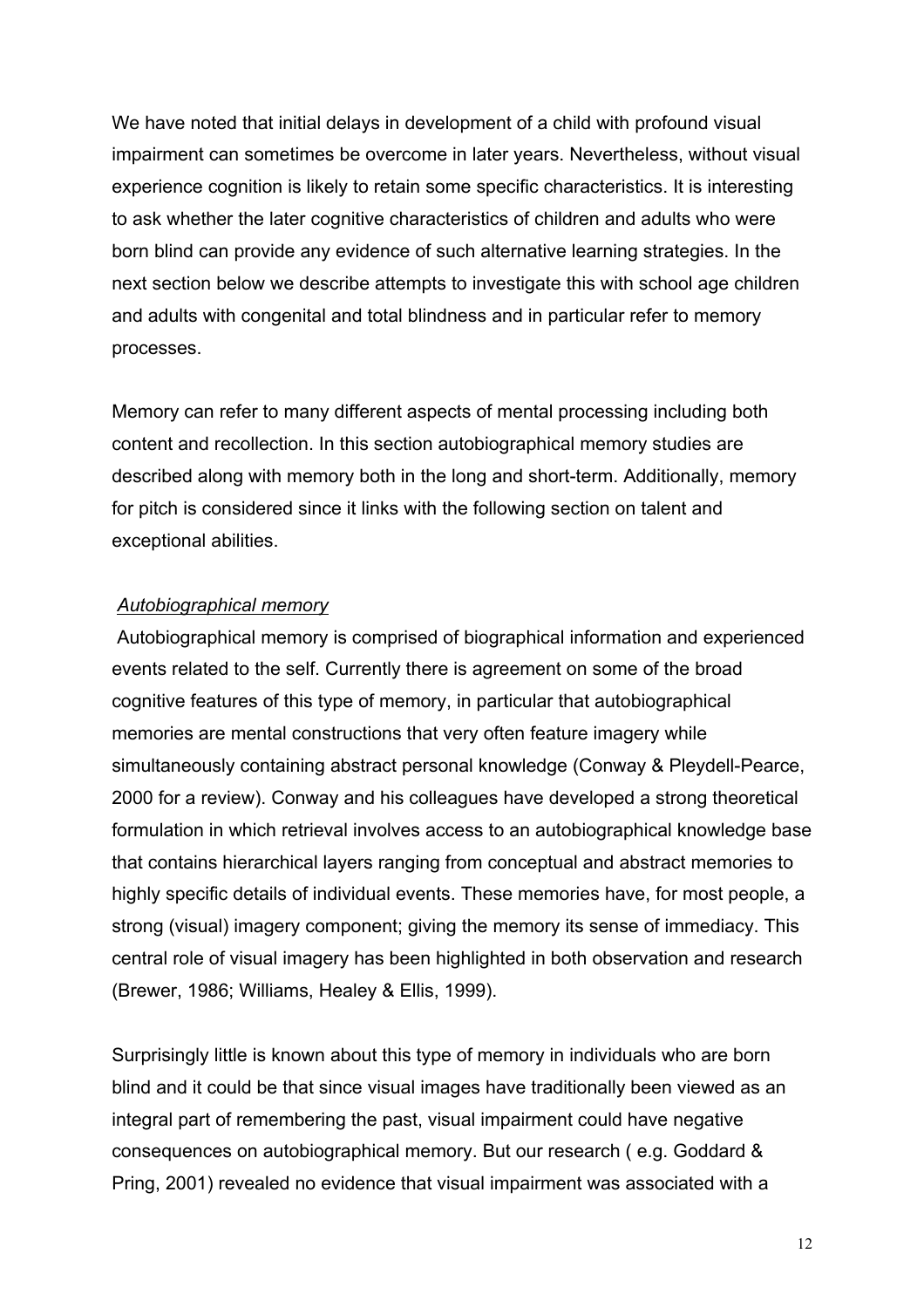We have noted that initial delays in development of a child with profound visual impairment can sometimes be overcome in later years. Nevertheless, without visual experience cognition is likely to retain some specific characteristics. It is interesting to ask whether the later cognitive characteristics of children and adults who were born blind can provide any evidence of such alternative learning strategies. In the next section below we describe attempts to investigate this with school age children and adults with congenital and total blindness and in particular refer to memory processes.

Memory can refer to many different aspects of mental processing including both content and recollection. In this section autobiographical memory studies are described along with memory both in the long and short-term. Additionally, memory for pitch is considered since it links with the following section on talent and exceptional abilities.

*Autobiographical memory*

Autobiographical memory is comprised of biographical information and experienced events related to the self. Currently there is agreement on some of the broad cognitive features of this type of memory, in particular that autobiographical memories are mental constructions that very often feature imagery while simultaneously containing abstract personal knowledge (Conway & Pleydell-Pearce, 2000 for a review). Conway and his colleagues have developed a strong theoretical formulation in which retrieval involves access to an autobiographical knowledge base that contains hierarchical layers ranging from conceptual and abstract memories to highly specific details of individual events. These memories have, for most people, a strong (visual) imagery component; giving the memory its sense of immediacy. This central role of visual imagery has been highlighted in both observation and research (Brewer, 1986; Williams, Healey & Ellis, 1999).

Surprisingly little is known about this type of memory in individuals who are born blind and it could be that since visual images have traditionally been viewed as an integral part of remembering the past, visual impairment could have negative consequences on autobiographical memory. But our research ( e.g. Goddard & Pring, 2001) revealed no evidence that visual impairment was associated with a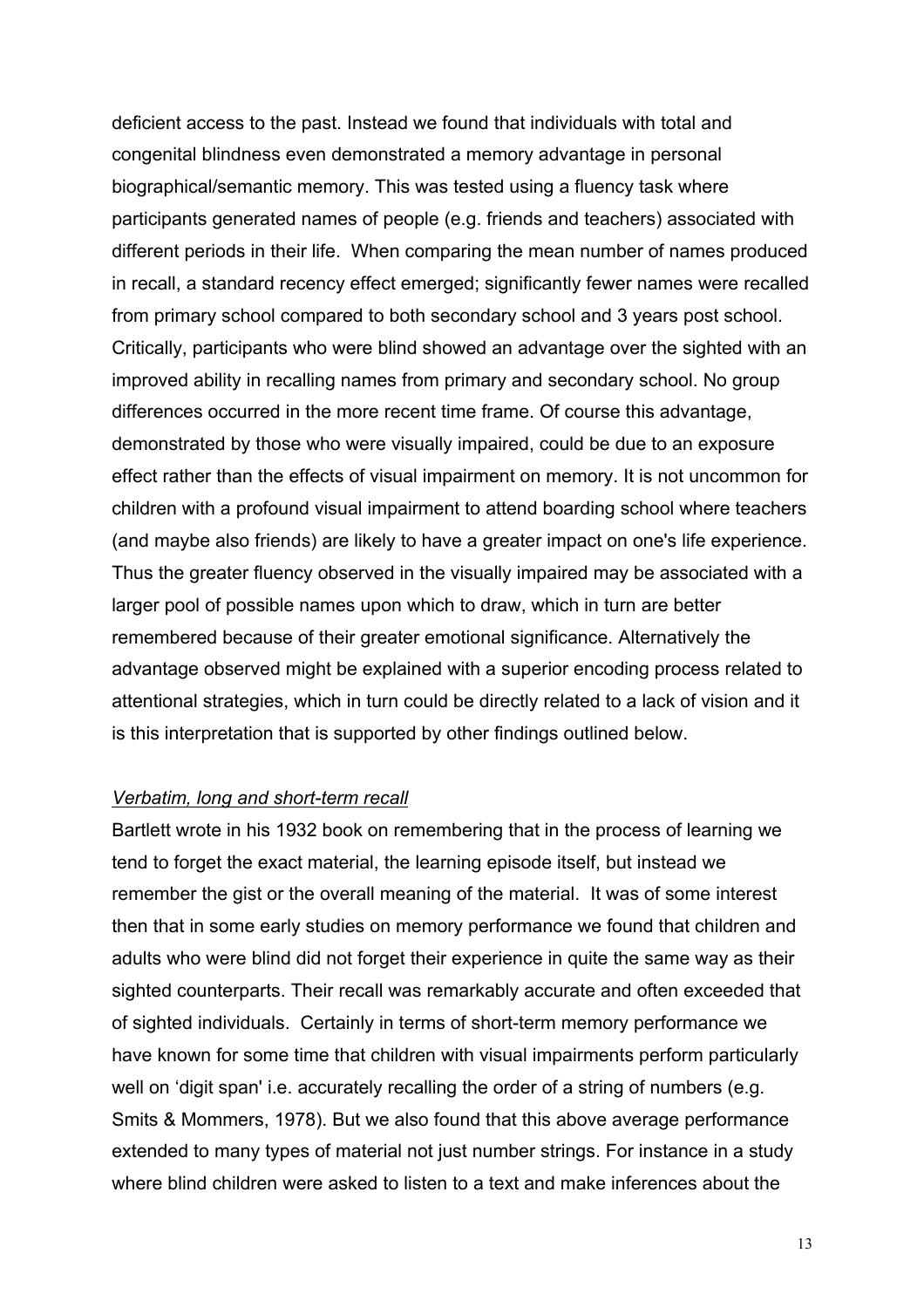deficient access to the past. Instead we found that individuals with total and congenital blindness even demonstrated a memory advantage in personal biographical/semantic memory. This was tested using a fluency task where participants generated names of people (e.g. friends and teachers) associated with different periods in their life. When comparing the mean number of names produced in recall, a standard recency effect emerged; significantly fewer names were recalled from primary school compared to both secondary school and 3 years post school. Critically, participants who were blind showed an advantage over the sighted with an improved ability in recalling names from primary and secondary school. No group differences occurred in the more recent time frame. Of course this advantage, demonstrated by those who were visually impaired, could be due to an exposure effect rather than the effects of visual impairment on memory. It is not uncommon for children with a profound visual impairment to attend boarding school where teachers (and maybe also friends) are likely to have a greater impact on one's life experience. Thus the greater fluency observed in the visually impaired may be associated with a larger pool of possible names upon which to draw, which in turn are better remembered because of their greater emotional significance. Alternatively the advantage observed might be explained with a superior encoding process related to attentional strategies, which in turn could be directly related to a lack of vision and it is this interpretation that is supported by other findings outlined below.

*Verbatim, long and short-term recall*

Bartlett wrote in his 1932 book on remembering that in the process of learning we tend to forget the exact material, the learning episode itself, but instead we remember the gist or the overall meaning of the material. It was of some interest then that in some early studies on memory performance we found that children and adults who were blind did not forget their experience in quite the same way as their sighted counterparts. Their recall was remarkably accurate and often exceeded that of sighted individuals. Certainly in terms of short-term memory performance we have known for some time that children with visual impairments perform particularly well on 'digit span' i.e. accurately recalling the order of a string of numbers (e.g. Smits & Mommers, 1978). But we also found that this above average performance extended to many types of material not just number strings. For instance in a study where blind children were asked to listen to a text and make inferences about the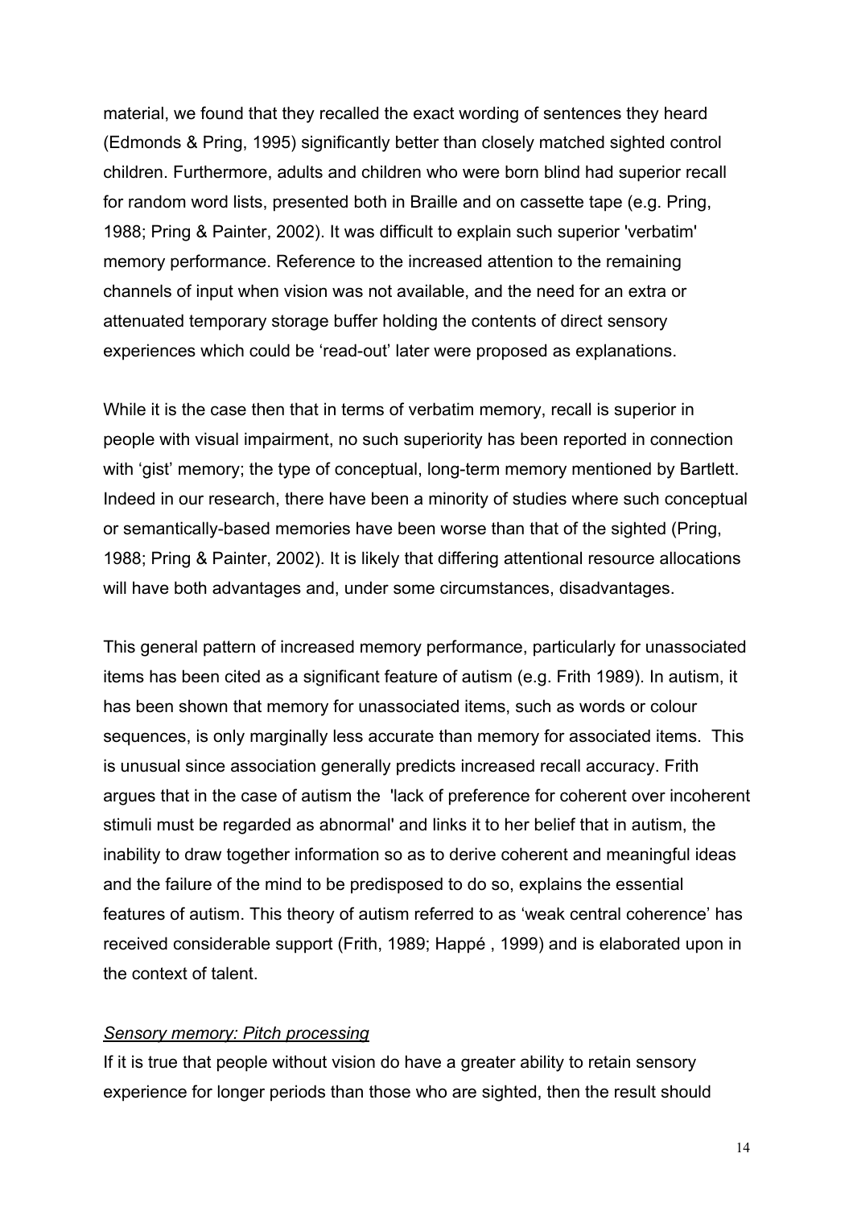material, we found that they recalled the exact wording of sentences they heard (Edmonds & Pring, 1995) significantly better than closely matched sighted control children. Furthermore, adults and children who were born blind had superior recall for random word lists, presented both in Braille and on cassette tape (e.g. Pring, 1988; Pring & Painter, 2002). It was difficult to explain such superior 'verbatim' memory performance. Reference to the increased attention to the remaining channels of input when vision was not available, and the need for an extra or attenuated temporary storage buffer holding the contents of direct sensory experiences which could be 'read-out' later were proposed as explanations.

While it is the case then that in terms of verbatim memory, recall is superior in people with visual impairment, no such superiority has been reported in connection with 'gist' memory; the type of conceptual, long-term memory mentioned by Bartlett. Indeed in our research, there have been a minority of studies where such conceptual or semantically-based memories have been worse than that of the sighted (Pring, 1988; Pring & Painter, 2002). It is likely that differing attentional resource allocations will have both advantages and, under some circumstances, disadvantages.

This general pattern of increased memory performance, particularly for unassociated items has been cited as a significant feature of autism (e.g. Frith 1989). In autism, it has been shown that memory for unassociated items, such as words or colour sequences, is only marginally less accurate than memory for associated items. This is unusual since association generally predicts increased recall accuracy. Frith argues that in the case of autism the 'lack of preference for coherent over incoherent stimuli must be regarded as abnormal' and links it to her belief that in autism, the inability to draw together information so as to derive coherent and meaningful ideas and the failure of the mind to be predisposed to do so, explains the essential features of autism. This theory of autism referred to as 'weak central coherence' has received considerable support (Frith, 1989; Happé , 1999) and is elaborated upon in the context of talent.

_Sensory memory: Pitch processing_

If it is true that people without vision do have a greater ability to retain sensory experience for longer periods than those who are sighted, then the result should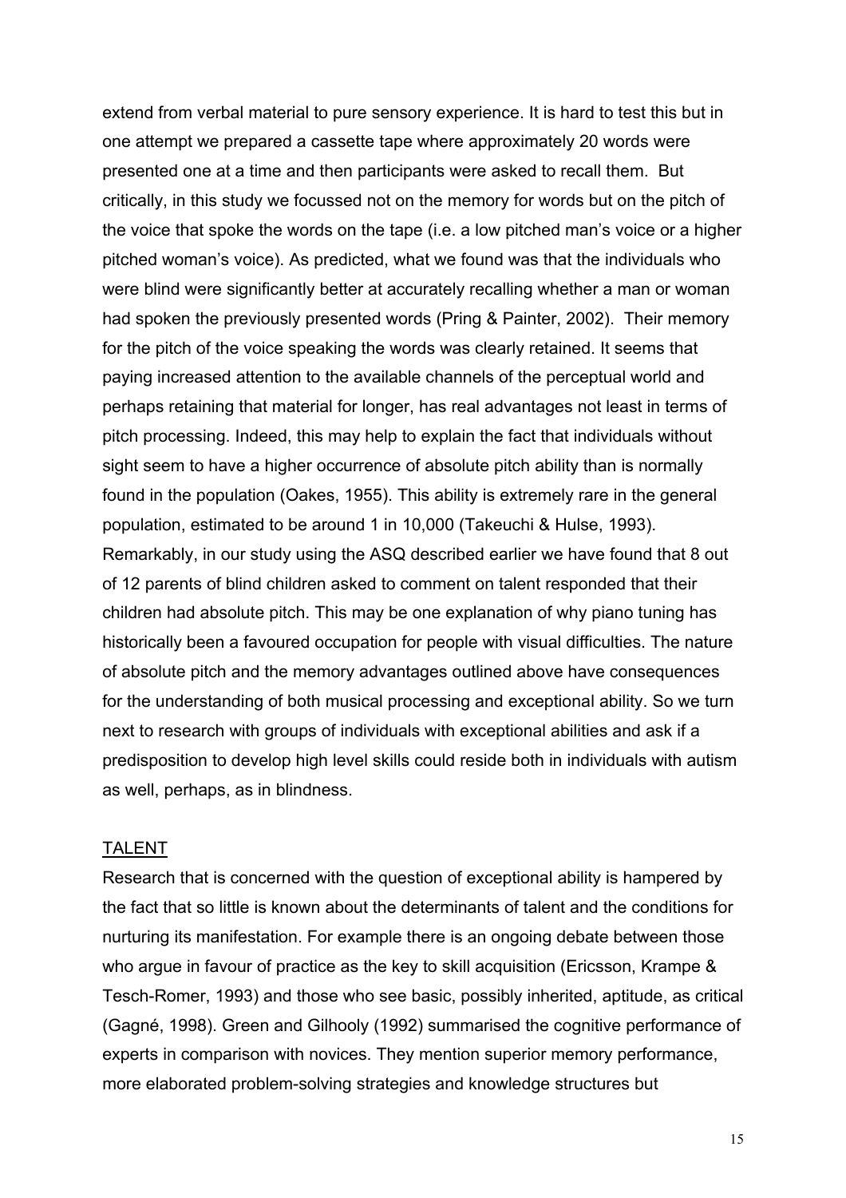extend from verbal material to pure sensory experience. It is hard to test this but in one attempt we prepared a cassette tape where approximately 20 words were presented one at a time and then participants were asked to recall them. But critically, in this study we focussed not on the memory for words but on the pitch of the voice that spoke the words on the tape (i.e. a low pitched man's voice or a higher pitched woman's voice). As predicted, what we found was that the individuals who were blind were significantly better at accurately recalling whether a man or woman had spoken the previously presented words (Pring & Painter, 2002). Their memory for the pitch of the voice speaking the words was clearly retained. It seems that paying increased attention to the available channels of the perceptual world and perhaps retaining that material for longer, has real advantages not least in terms of pitch processing. Indeed, this may help to explain the fact that individuals without sight seem to have a higher occurrence of absolute pitch ability than is normally found in the population (Oakes, 1955). This ability is extremely rare in the general population, estimated to be around 1 in 10,000 (Takeuchi & Hulse, 1993). Remarkably, in our study using the ASQ described earlier we have found that 8 out of 12 parents of blind children asked to comment on talent responded that their children had absolute pitch. This may be one explanation of why piano tuning has historically been a favoured occupation for people with visual difficulties. The nature of absolute pitch and the memory advantages outlined above have consequences for the understanding of both musical processing and exceptional ability. So we turn next to research with groups of individuals with exceptional abilities and ask if a predisposition to develop high level skills could reside both in individuals with autism as well, perhaps, as in blindness.

## TALENT

Research that is concerned with the question of exceptional ability is hampered by the fact that so little is known about the determinants of talent and the conditions for nurturing its manifestation. For example there is an ongoing debate between those who argue in favour of practice as the key to skill acquisition (Ericsson, Krampe & Tesch-Romer, 1993) and those who see basic, possibly inherited, aptitude, as critical (Gagné, 1998). Green and Gilhooly (1992) summarised the cognitive performance of experts in comparison with novices. They mention superior memory performance, more elaborated problem-solving strategies and knowledge structures but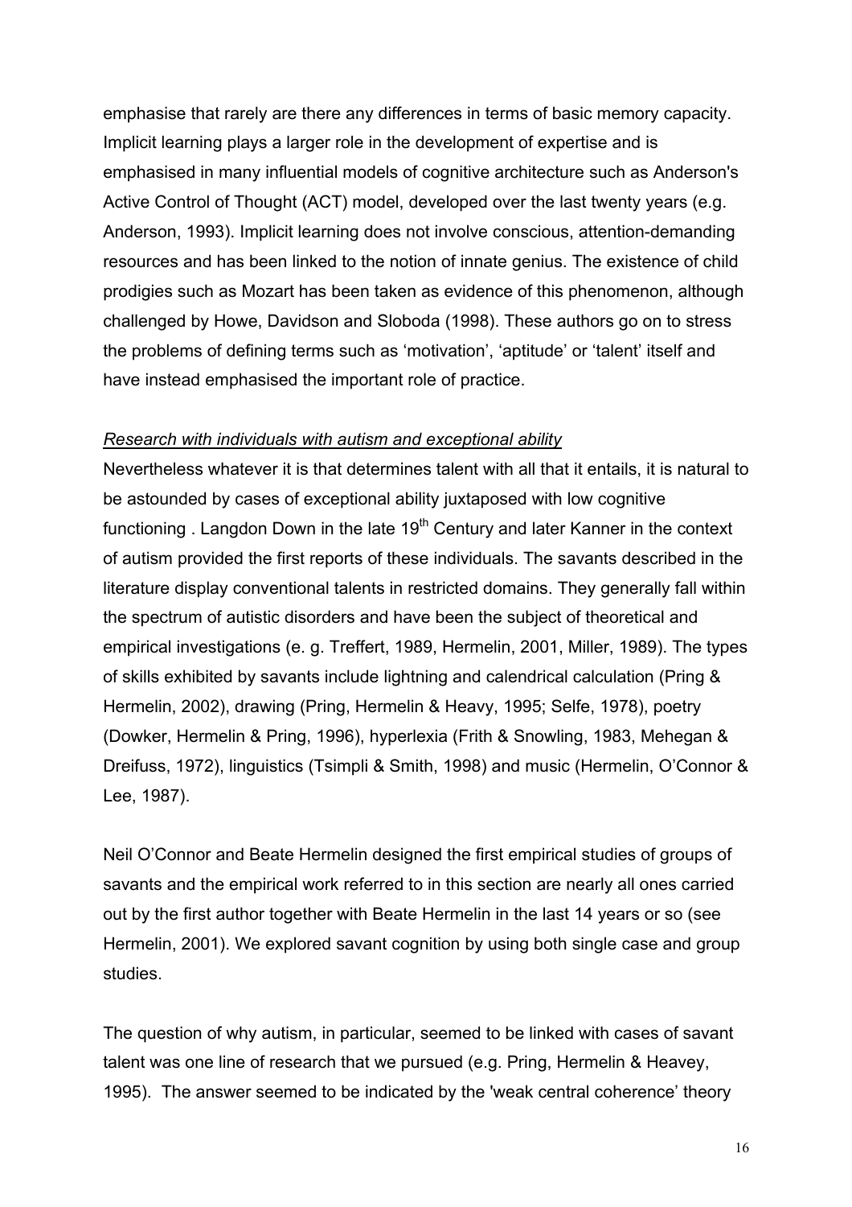emphasise that rarely are there any differences in terms of basic memory capacity. Implicit learning plays a larger role in the development of expertise and is emphasised in many influential models of cognitive architecture such as Anderson's Active Control of Thought (ACT) model, developed over the last twenty years (e.g. Anderson, 1993). Implicit learning does not involve conscious, attention-demanding resources and has been linked to the notion of innate genius. The existence of child prodigies such as Mozart has been taken as evidence of this phenomenon, although challenged by Howe, Davidson and Sloboda (1998). These authors go on to stress the problems of defining terms such as 'motivation', 'aptitude' or 'talent' itself and have instead emphasised the important role of practice.

*Research with individuals with autism and exceptional ability*

Nevertheless whatever it is that determines talent with all that it entails, it is natural to be astounded by cases of exceptional ability juxtaposed with low cognitive functioning . Langdon Down in the late 19th Century and later Kanner in the context of autism provided the first reports of these individuals. The savants described in the literature display conventional talents in restricted domains. They generally fall within the spectrum of autistic disorders and have been the subject of theoretical and empirical investigations (e. g. Treffert, 1989, Hermelin, 2001, Miller, 1989). The types of skills exhibited by savants include lightning and calendrical calculation (Pring & Hermelin, 2002), drawing (Pring, Hermelin & Heavy, 1995; Selfe, 1978), poetry (Dowker, Hermelin & Pring, 1996), hyperlexia (Frith & Snowling, 1983, Mehegan & Dreifuss, 1972), linguistics (Tsimpli & Smith, 1998) and music (Hermelin, O'Connor & Lee, 1987).

Neil O'Connor and Beate Hermelin designed the first empirical studies of groups of savants and the empirical work referred to in this section are nearly all ones carried out by the first author together with Beate Hermelin in the last 14 years or so (see Hermelin, 2001). We explored savant cognition by using both single case and group studies.

The question of why autism, in particular, seemed to be linked with cases of savant talent was one line of research that we pursued (e.g. Pring, Hermelin & Heavey, 1995). The answer seemed to be indicated by the 'weak central coherence' theory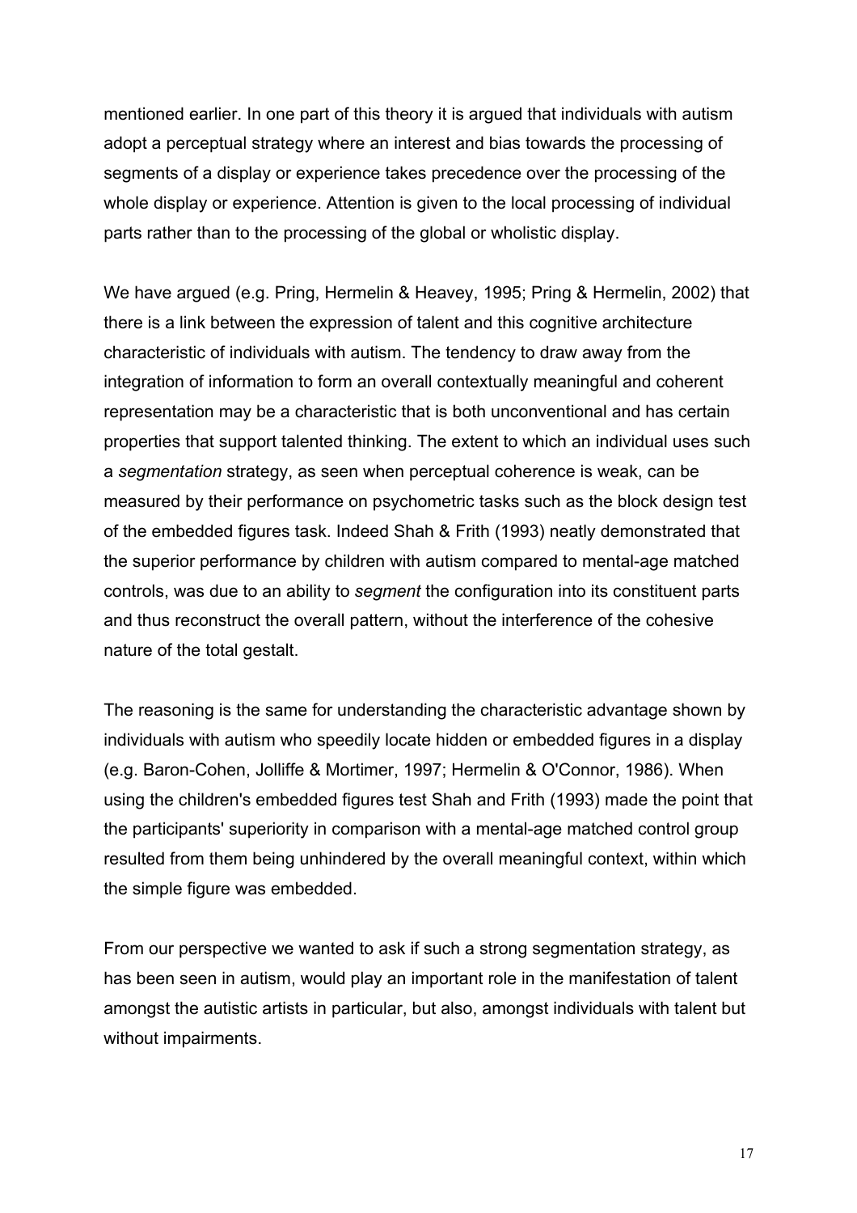mentioned earlier. In one part of this theory it is argued that individuals with autism adopt a perceptual strategy where an interest and bias towards the processing of segments of a display or experience takes precedence over the processing of the whole display or experience. Attention is given to the local processing of individual parts rather than to the processing of the global or wholistic display.

We have argued (e.g. Pring, Hermelin & Heavey, 1995; Pring & Hermelin, 2002) that there is a link between the expression of talent and this cognitive architecture characteristic of individuals with autism. The tendency to draw away from the integration of information to form an overall contextually meaningful and coherent representation may be a characteristic that is both unconventional and has certain properties that support talented thinking. The extent to which an individual uses such a *segmentation* strategy, as seen when perceptual coherence is weak, can be measured by their performance on psychometric tasks such as the block design test of the embedded figures task. Indeed Shah & Frith (1993) neatly demonstrated that the superior performance by children with autism compared to mental-age matched controls, was due to an ability to *segment* the configuration into its constituent parts and thus reconstruct the overall pattern, without the interference of the cohesive nature of the total gestalt.

The reasoning is the same for understanding the characteristic advantage shown by individuals with autism who speedily locate hidden or embedded figures in a display (e.g. Baron-Cohen, Jolliffe & Mortimer, 1997; Hermelin & O'Connor, 1986). When using the children's embedded figures test Shah and Frith (1993) made the point that the participants' superiority in comparison with a mental-age matched control group resulted from them being unhindered by the overall meaningful context, within which the simple figure was embedded.

From our perspective we wanted to ask if such a strong segmentation strategy, as has been seen in autism, would play an important role in the manifestation of talent amongst the autistic artists in particular, but also, amongst individuals with talent but without impairments.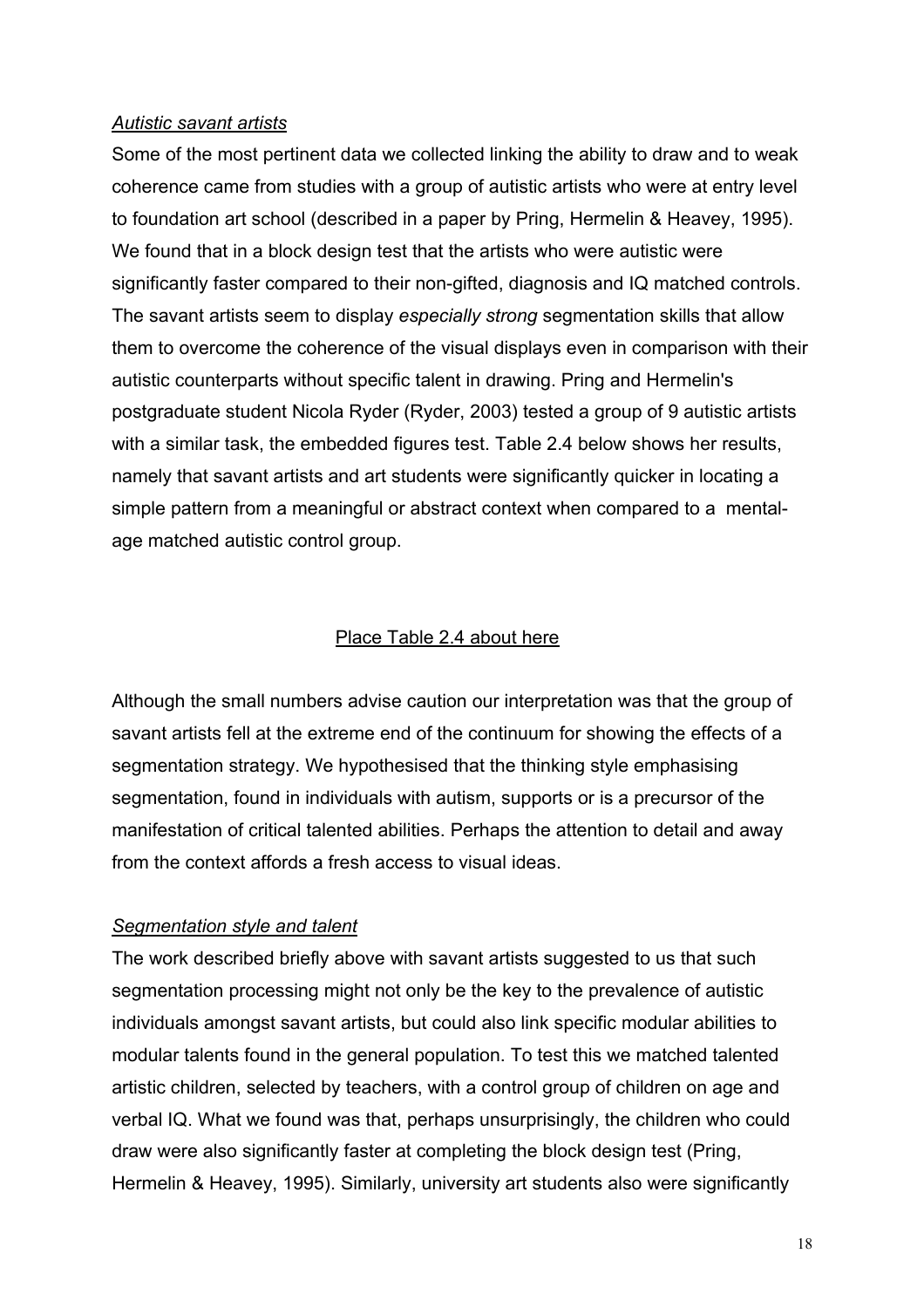*Autistic savant artists*

Some of the most pertinent data we collected linking the ability to draw and to weak coherence came from studies with a group of autistic artists who were at entry level to foundation art school (described in a paper by Pring, Hermelin & Heavey, 1995). We found that in a block design test that the artists who were autistic were significantly faster compared to their non-gifted, diagnosis and IQ matched controls. The savant artists seem to display *especially strong* segmentation skills that allow them to overcome the coherence of the visual displays even in comparison with their autistic counterparts without specific talent in drawing. Pring and Hermelin's postgraduate student Nicola Ryder (Ryder, 2003) tested a group of 9 autistic artists with a similar task, the embedded figures test. Table 2.4 below shows her results, namely that savant artists and art students were significantly quicker in locating a simple pattern from a meaningful or abstract context when compared to a mental-age matched autistic control group.

<u>Place Table 2.4 about here</u>

Although the small numbers advise caution our interpretation was that the group of savant artists fell at the extreme end of the continuum for showing the effects of a segmentation strategy. We hypothesised that the thinking style emphasising segmentation, found in individuals with autism, supports or is a precursor of the manifestation of critical talented abilities. Perhaps the attention to detail and away from the context affords a fresh access to visual ideas.

*Segmentation style and talent*

The work described briefly above with savant artists suggested to us that such segmentation processing might not only be the key to the prevalence of autistic individuals amongst savant artists, but could also link specific modular abilities to modular talents found in the general population. To test this we matched talented artistic children, selected by teachers, with a control group of children on age and verbal IQ. What we found was that, perhaps unsurprisingly, the children who could draw were also significantly faster at completing the block design test (Pring, Hermelin & Heavey, 1995). Similarly, university art students also were significantly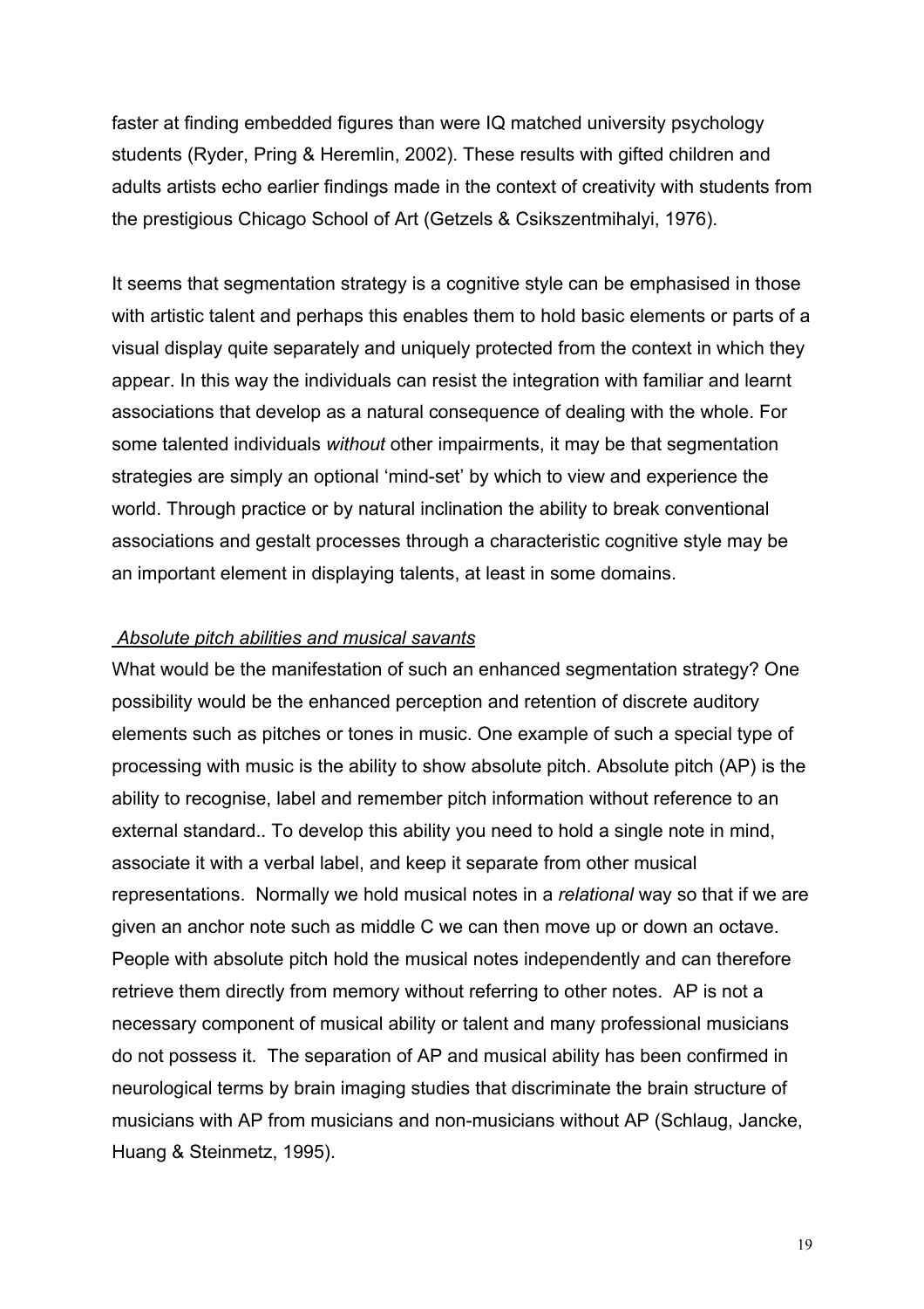faster at finding embedded figures than were IQ matched university psychology students (Ryder, Pring & Heremlin, 2002). These results with gifted children and adults artists echo earlier findings made in the context of creativity with students from the prestigious Chicago School of Art (Getzels & Csikszentmihalyi, 1976).

It seems that segmentation strategy is a cognitive style can be emphasised in those with artistic talent and perhaps this enables them to hold basic elements or parts of a visual display quite separately and uniquely protected from the context in which they appear. In this way the individuals can resist the integration with familiar and learnt associations that develop as a natural consequence of dealing with the whole. For some talented individuals *without* other impairments, it may be that segmentation strategies are simply an optional 'mind-set' by which to view and experience the world. Through practice or by natural inclination the ability to break conventional associations and gestalt processes through a characteristic cognitive style may be an important element in displaying talents, at least in some domains.

*Absolute pitch abilities and musical savants*

What would be the manifestation of such an enhanced segmentation strategy? One possibility would be the enhanced perception and retention of discrete auditory elements such as pitches or tones in music. One example of such a special type of processing with music is the ability to show absolute pitch. Absolute pitch (AP) is the ability to recognise, label and remember pitch information without reference to an external standard.. To develop this ability you need to hold a single note in mind, associate it with a verbal label, and keep it separate from other musical representations. Normally we hold musical notes in a *relational* way so that if we are given an anchor note such as middle C we can then move up or down an octave. People with absolute pitch hold the musical notes independently and can therefore retrieve them directly from memory without referring to other notes. AP is not a necessary component of musical ability or talent and many professional musicians do not possess it. The separation of AP and musical ability has been confirmed in neurological terms by brain imaging studies that discriminate the brain structure of musicians with AP from musicians and non-musicians without AP (Schlaug, Jancke, Huang & Steinmetz, 1995).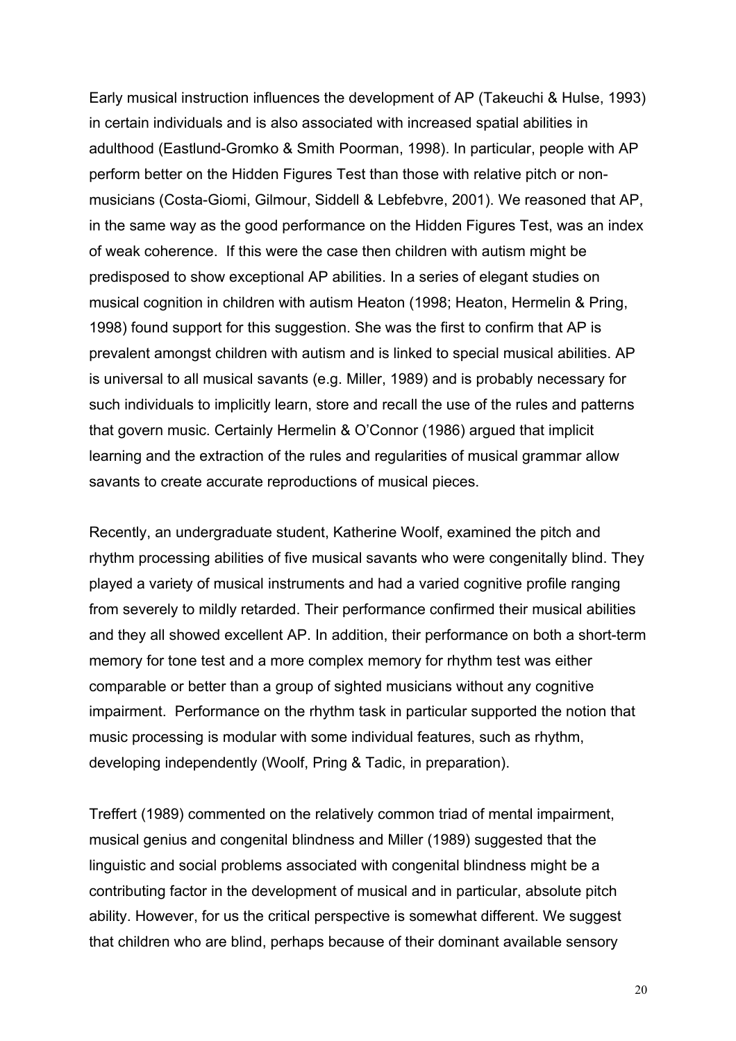Early musical instruction influences the development of AP (Takeuchi & Hulse, 1993) in certain individuals and is also associated with increased spatial abilities in adulthood (Eastlund-Gromko & Smith Poorman, 1998). In particular, people with AP perform better on the Hidden Figures Test than those with relative pitch or non-musicians (Costa-Giomi, Gilmour, Siddell & Lebfebvre, 2001). We reasoned that AP, in the same way as the good performance on the Hidden Figures Test, was an index of weak coherence. If this were the case then children with autism might be predisposed to show exceptional AP abilities. In a series of elegant studies on musical cognition in children with autism Heaton (1998; Heaton, Hermelin & Pring, 1998) found support for this suggestion. She was the first to confirm that AP is prevalent amongst children with autism and is linked to special musical abilities. AP is universal to all musical savants (e.g. Miller, 1989) and is probably necessary for such individuals to implicitly learn, store and recall the use of the rules and patterns that govern music. Certainly Hermelin & O'Connor (1986) argued that implicit learning and the extraction of the rules and regularities of musical grammar allow savants to create accurate reproductions of musical pieces.

Recently, an undergraduate student, Katherine Woolf, examined the pitch and rhythm processing abilities of five musical savants who were congenitally blind. They played a variety of musical instruments and had a varied cognitive profile ranging from severely to mildly retarded. Their performance confirmed their musical abilities and they all showed excellent AP. In addition, their performance on both a short-term memory for tone test and a more complex memory for rhythm test was either comparable or better than a group of sighted musicians without any cognitive impairment. Performance on the rhythm task in particular supported the notion that music processing is modular with some individual features, such as rhythm, developing independently (Woolf, Pring & Tadic, in preparation).

Treffert (1989) commented on the relatively common triad of mental impairment, musical genius and congenital blindness and Miller (1989) suggested that the linguistic and social problems associated with congenital blindness might be a contributing factor in the development of musical and in particular, absolute pitch ability. However, for us the critical perspective is somewhat different. We suggest that children who are blind, perhaps because of their dominant available sensory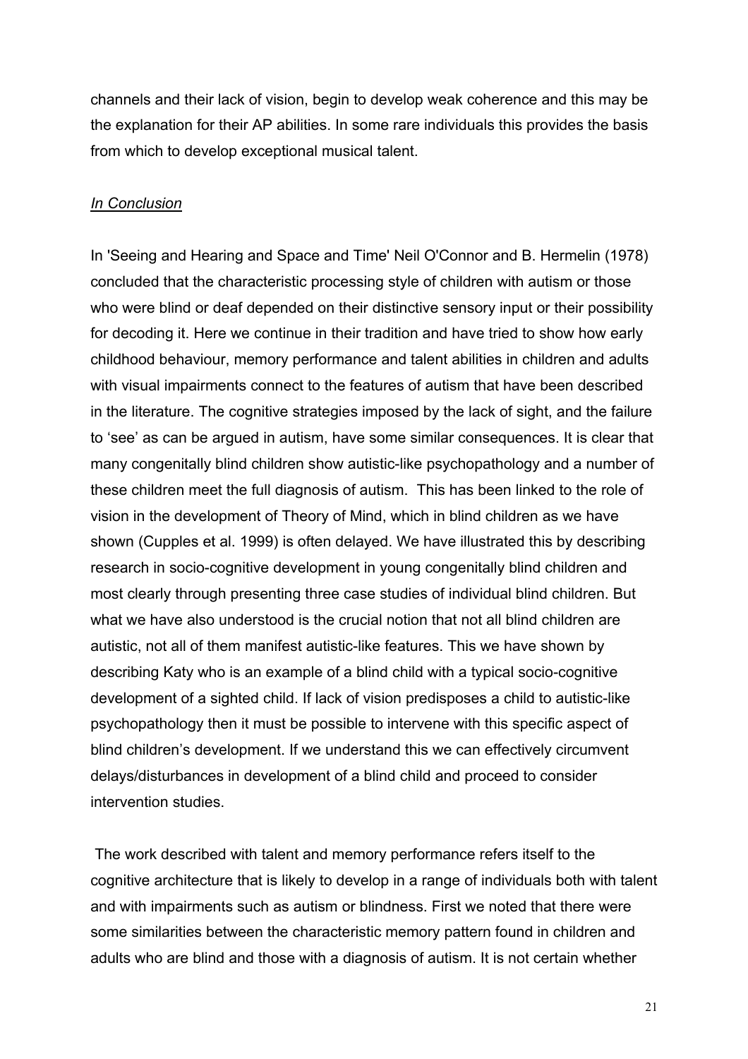channels and their lack of vision, begin to develop weak coherence and this may be the explanation for their AP abilities. In some rare individuals this provides the basis from which to develop exceptional musical talent.

*In Conclusion*

In 'Seeing and Hearing and Space and Time' Neil O'Connor and B. Hermelin (1978) concluded that the characteristic processing style of children with autism or those who were blind or deaf depended on their distinctive sensory input or their possibility for decoding it. Here we continue in their tradition and have tried to show how early childhood behaviour, memory performance and talent abilities in children and adults with visual impairments connect to the features of autism that have been described in the literature. The cognitive strategies imposed by the lack of sight, and the failure to 'see' as can be argued in autism, have some similar consequences. It is clear that many congenitally blind children show autistic-like psychopathology and a number of these children meet the full diagnosis of autism. This has been linked to the role of vision in the development of Theory of Mind, which in blind children as we have shown (Cupples et al. 1999) is often delayed. We have illustrated this by describing research in socio-cognitive development in young congenitally blind children and most clearly through presenting three case studies of individual blind children. But what we have also understood is the crucial notion that not all blind children are autistic, not all of them manifest autistic-like features. This we have shown by describing Katy who is an example of a blind child with a typical socio-cognitive development of a sighted child. If lack of vision predisposes a child to autistic-like psychopathology then it must be possible to intervene with this specific aspect of blind children's development. If we understand this we can effectively circumvent delays/disturbances in development of a blind child and proceed to consider intervention studies.

The work described with talent and memory performance refers itself to the cognitive architecture that is likely to develop in a range of individuals both with talent and with impairments such as autism or blindness. First we noted that there were some similarities between the characteristic memory pattern found in children and adults who are blind and those with a diagnosis of autism. It is not certain whether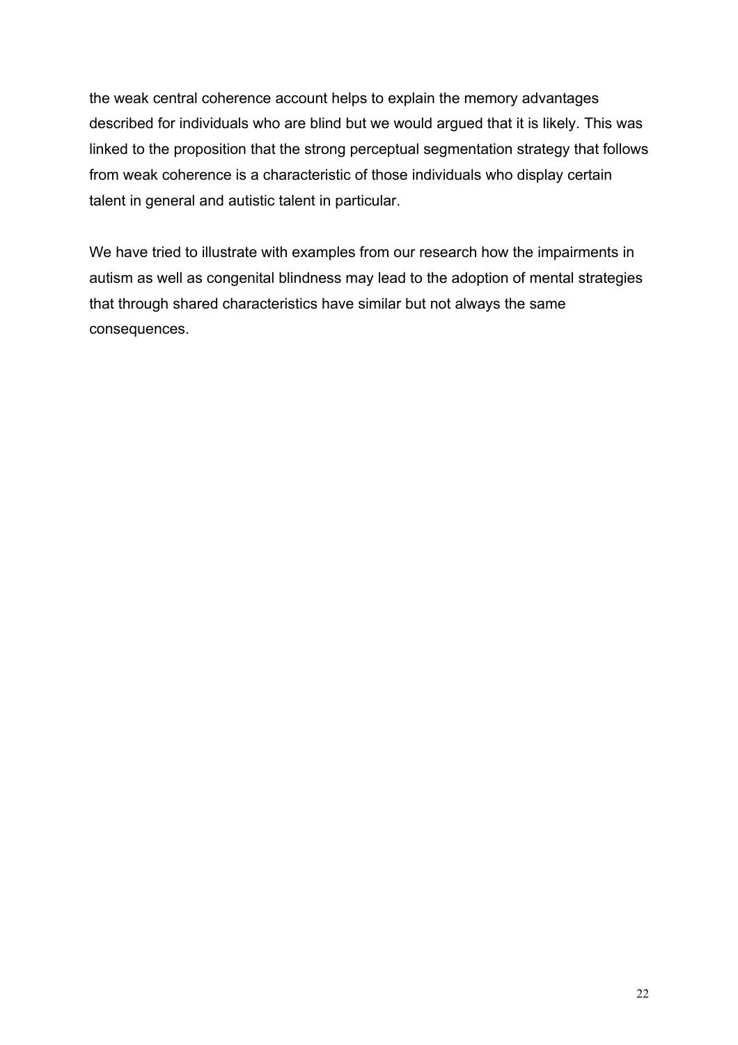the weak central coherence account helps to explain the memory advantages described for individuals who are blind but we would argued that it is likely. This was linked to the proposition that the strong perceptual segmentation strategy that follows from weak coherence is a characteristic of those individuals who display certain talent in general and autistic talent in particular.

We have tried to illustrate with examples from our research how the impairments in autism as well as congenital blindness may lead to the adoption of mental strategies that through shared characteristics have similar but not always the same consequences.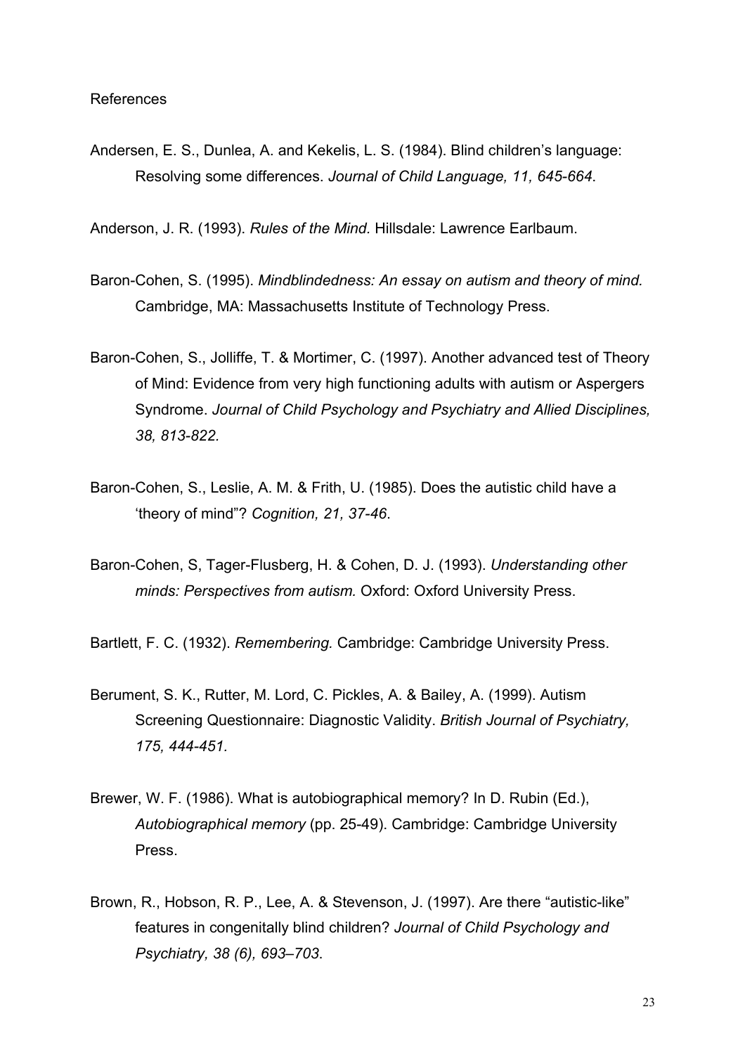References

Andersen, E. S., Dunlea, A. and Kekelis, L. S. (1984). Blind children's language: Resolving some differences. *Journal of Child Language, 11, 645-664*.

Anderson, J. R. (1993). *Rules of the Mind*. Hillsdale: Lawrence Earlbaum.

Baron-Cohen, S. (1995). *Mindblindedness: An essay on autism and theory of mind.* Cambridge, MA: Massachusetts Institute of Technology Press.

Baron-Cohen, S., Jolliffe, T. & Mortimer, C. (1997). Another advanced test of Theory of Mind: Evidence from very high functioning adults with autism or Aspergers Syndrome. *Journal of Child Psychology and Psychiatry and Allied Disciplines, 38, 813-822.*

Baron-Cohen, S., Leslie, A. M. & Frith, U. (1985). Does the autistic child have a 'theory of mind"? *Cognition, 21, 37-46*.

Baron-Cohen, S, Tager-Flusberg, H. & Cohen, D. J. (1993). *Understanding other minds: Perspectives from autism.* Oxford: Oxford University Press.

Bartlett, F. C. (1932). *Remembering.* Cambridge: Cambridge University Press.

Berument, S. K., Rutter, M. Lord, C. Pickles, A. & Bailey, A. (1999). Autism Screening Questionnaire: Diagnostic Validity. *British Journal of Psychiatry, 175, 444-451.*

Brewer, W. F. (1986). What is autobiographical memory? In D. Rubin (Ed.), *Autobiographical memory* (pp. 25-49). Cambridge: Cambridge University Press.

Brown, R., Hobson, R. P., Lee, A. & Stevenson, J. (1997). Are there "autistic-like" features in congenitally blind children? *Journal of Child Psychology and Psychiatry, 38 (6), 693–703*.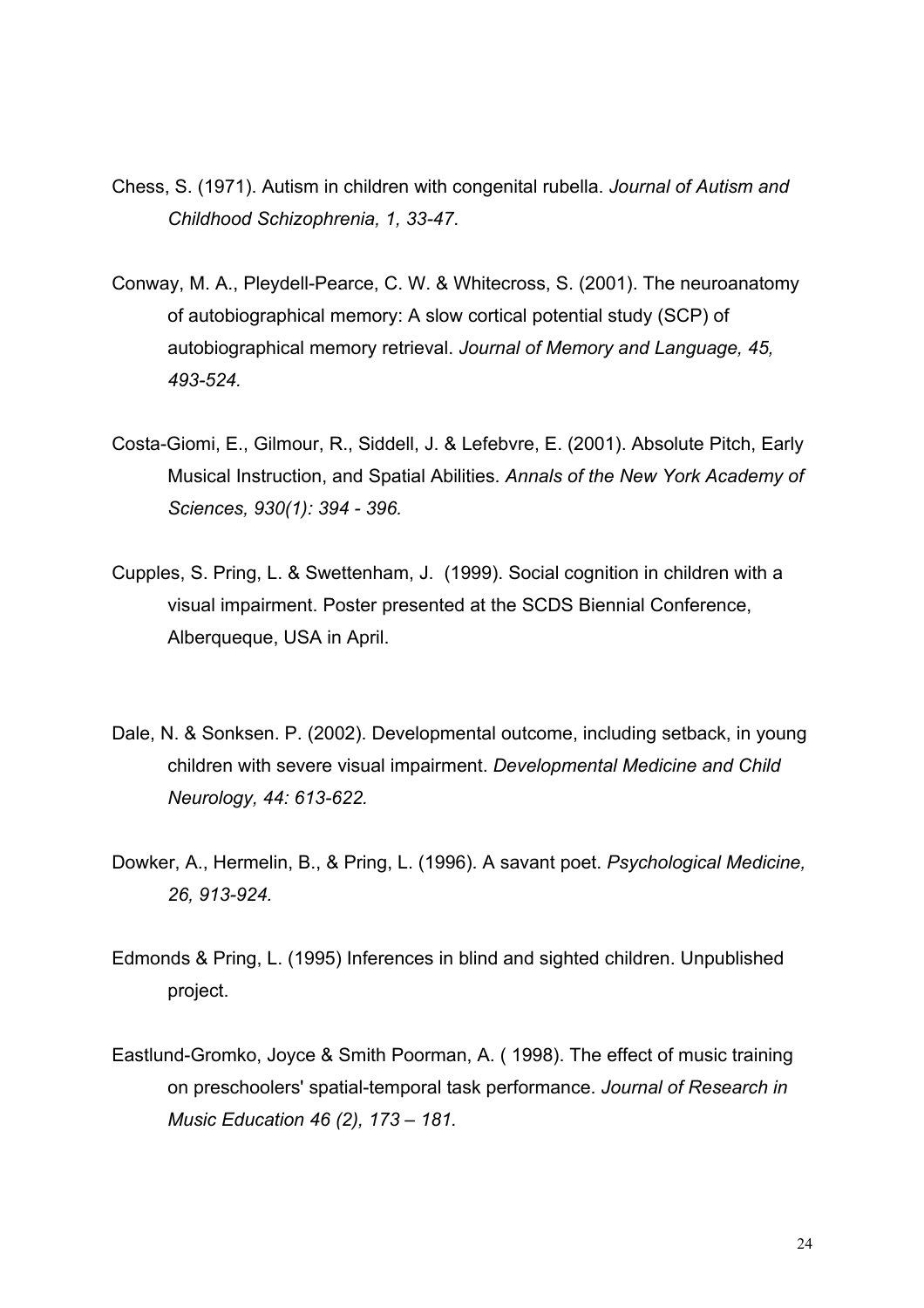Chess, S. (1971). Autism in children with congenital rubella. *Journal of Autism and Childhood Schizophrenia, 1, 33-47*.

Conway, M. A., Pleydell-Pearce, C. W. & Whitecross, S. (2001). The neuroanatomy of autobiographical memory: A slow cortical potential study (SCP) of autobiographical memory retrieval. *Journal of Memory and Language, 45, 493-524.*

Costa-Giomi, E., Gilmour, R., Siddell, J. & Lefebvre, E. (2001). Absolute Pitch, Early Musical Instruction, and Spatial Abilities. *Annals of the New York Academy of Sciences, 930(1): 394 - 396.*

Cupples, S. Pring, L. & Swettenham, J. (1999). Social cognition in children with a visual impairment. Poster presented at the SCDS Biennial Conference, Alberqueque, USA in April.

Dale, N. & Sonksen. P. (2002). Developmental outcome, including setback, in young children with severe visual impairment. *Developmental Medicine and Child Neurology, 44: 613-622.*

Dowker, A., Hermelin, B., & Pring, L. (1996). A savant poet. *Psychological Medicine, 26, 913-924.*

Edmonds & Pring, L. (1995) Inferences in blind and sighted children. Unpublished project.

Eastlund-Gromko, Joyce & Smith Poorman, A. ( 1998). The effect of music training on preschoolers' spatial-temporal task performance. *Journal of Research in Music Education 46 (2), 173 – 181.*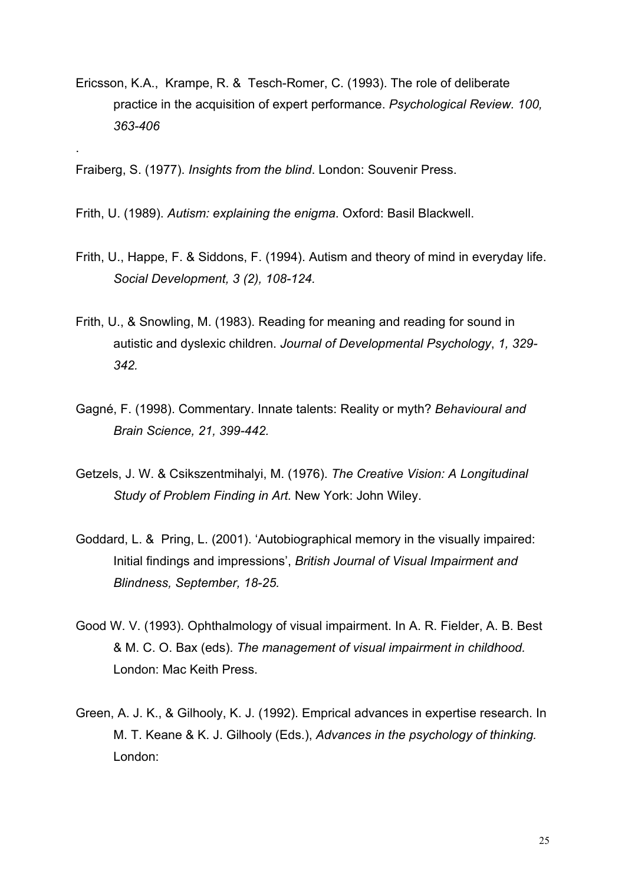Ericsson, K.A., Krampe, R. & Tesch-Romer, C. (1993). The role of deliberate practice in the acquisition of expert performance. *Psychological Review. 100, 363-406*

.

Fraiberg, S. (1977). *Insights from the blind*. London: Souvenir Press.

Frith, U. (1989). *Autism: explaining the enigma*. Oxford: Basil Blackwell.

Frith, U., Happe, F. & Siddons, F. (1994). Autism and theory of mind in everyday life. *Social Development, 3 (2), 108-124.*

Frith, U., & Snowling, M. (1983). Reading for meaning and reading for sound in autistic and dyslexic children. *Journal of Developmental Psychology*, *1, 329-342.*

Gagné, F. (1998). Commentary. Innate talents: Reality or myth? *Behavioural and Brain Science, 21, 399-442.*

Getzels, J. W. & Csikszentmihalyi, M. (1976). *The Creative Vision: A Longitudinal Study of Problem Finding in Art.* New York: John Wiley.

Goddard, L. & Pring, L. (2001). 'Autobiographical memory in the visually impaired: Initial findings and impressions', *British Journal of Visual Impairment and Blindness, September, 18-25.*

Good W. V. (1993). Ophthalmology of visual impairment. In A. R. Fielder, A. B. Best & M. C. O. Bax (eds). *The management of visual impairment in childhood.* London: Mac Keith Press.

Green, A. J. K., & Gilhooly, K. J. (1992). Emprical advances in expertise research. In M. T. Keane & K. J. Gilhooly (Eds.), *Advances in the psychology of thinking.* London: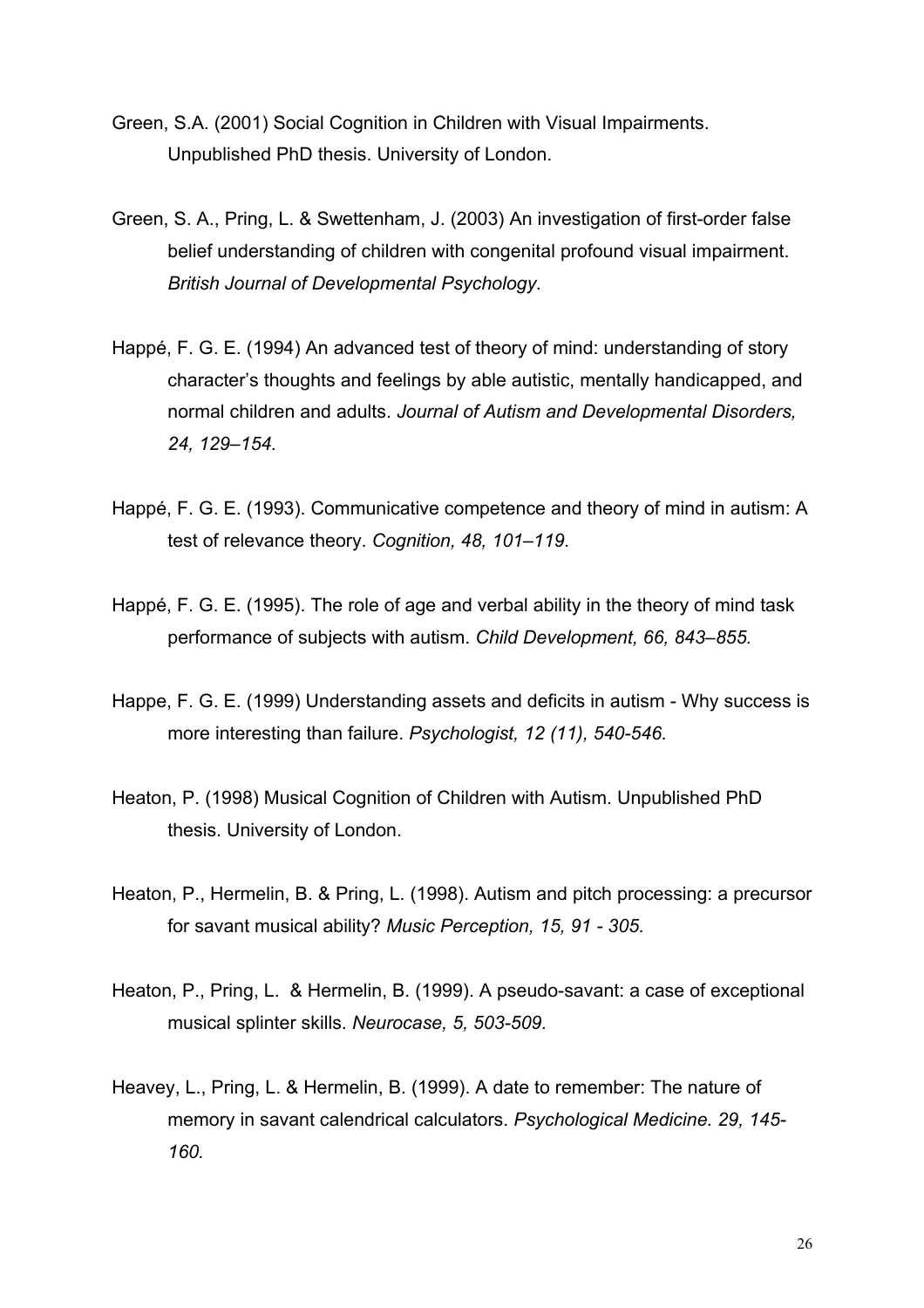Green, S.A. (2001) Social Cognition in Children with Visual Impairments. Unpublished PhD thesis. University of London.

Green, S. A., Pring, L. & Swettenham, J. (2003) An investigation of first-order false belief understanding of children with congenital profound visual impairment. *British Journal of Developmental Psychology.*

Happé, F. G. E. (1994) An advanced test of theory of mind: understanding of story character's thoughts and feelings by able autistic, mentally handicapped, and normal children and adults. *Journal of Autism and Developmental Disorders, 24, 129–154.*

Happé, F. G. E. (1993). Communicative competence and theory of mind in autism: A test of relevance theory. *Cognition, 48, 101–119*.

Happé, F. G. E. (1995). The role of age and verbal ability in the theory of mind task performance of subjects with autism. *Child Development, 66, 843–855.*

Happe, F. G. E. (1999) Understanding assets and deficits in autism - Why success is more interesting than failure. *Psychologist, 12 (11), 540-546.*

Heaton, P. (1998) Musical Cognition of Children with Autism. Unpublished PhD thesis. University of London.

Heaton, P., Hermelin, B. & Pring, L. (1998). Autism and pitch processing: a precursor for savant musical ability? *Music Perception, 15, 91 - 305.*

Heaton, P., Pring, L. & Hermelin, B. (1999). A pseudo-savant: a case of exceptional musical splinter skills. *Neurocase, 5, 503-509.*

Heavey, L., Pring, L. & Hermelin, B. (1999). A date to remember: The nature of memory in savant calendrical calculators. *Psychological Medicine. 29, 145-160.*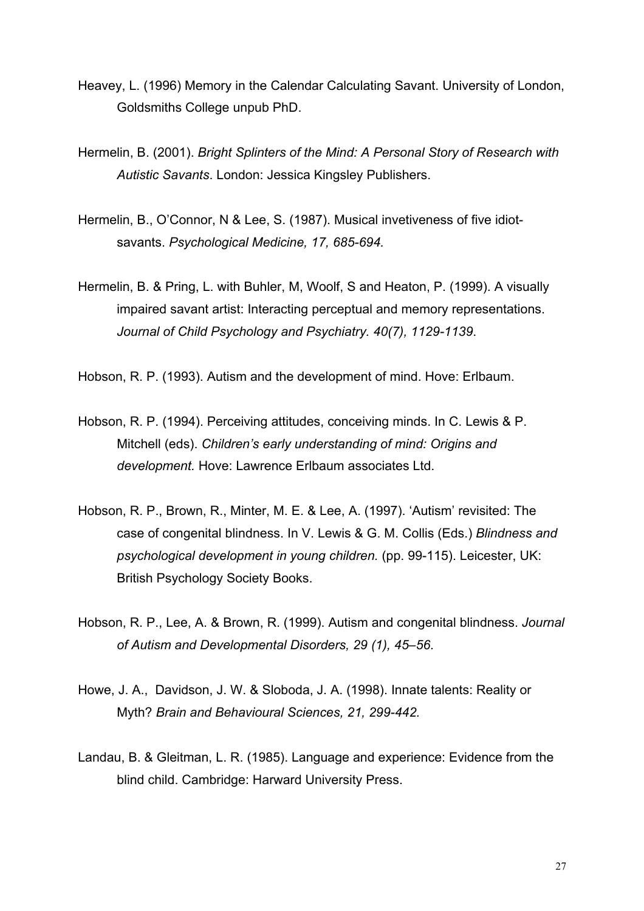Heavey, L. (1996) Memory in the Calendar Calculating Savant. University of London, Goldsmiths College unpub PhD.

Hermelin, B. (2001). *Bright Splinters of the Mind: A Personal Story of Research with Autistic Savants*. London: Jessica Kingsley Publishers.

Hermelin, B., O'Connor, N & Lee, S. (1987). Musical invetiveness of five idiot-savants. *Psychological Medicine, 17, 685-694.*

Hermelin, B. & Pring, L. with Buhler, M, Woolf, S and Heaton, P. (1999). A visually impaired savant artist: Interacting perceptual and memory representations. *Journal of Child Psychology and Psychiatry. 40(7), 1129-1139*.

Hobson, R. P. (1993). Autism and the development of mind. Hove: Erlbaum.

Hobson, R. P. (1994). Perceiving attitudes, conceiving minds. In C. Lewis & P. Mitchell (eds). *Children's early understanding of mind: Origins and development.* Hove: Lawrence Erlbaum associates Ltd.

Hobson, R. P., Brown, R., Minter, M. E. & Lee, A. (1997). 'Autism' revisited: The case of congenital blindness. In V. Lewis & G. M. Collis (Eds.) *Blindness and psychological development in young children.* (pp. 99-115). Leicester, UK: British Psychology Society Books.

Hobson, R. P., Lee, A. & Brown, R. (1999). Autism and congenital blindness. *Journal of Autism and Developmental Disorders, 29 (1), 45–56*.

Howe, J. A., Davidson, J. W. & Sloboda, J. A. (1998). Innate talents: Reality or Myth? *Brain and Behavioural Sciences, 21, 299-442.*

Landau, B. & Gleitman, L. R. (1985). Language and experience: Evidence from the blind child. Cambridge: Harward University Press.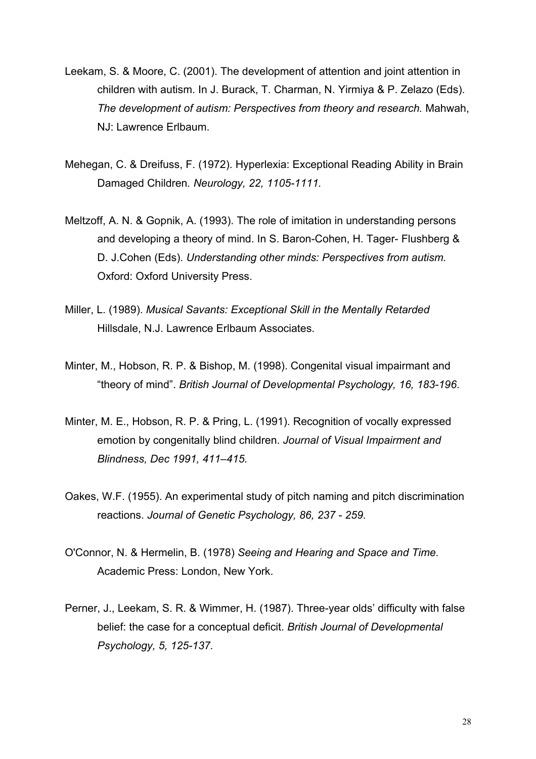Leekam, S. & Moore, C. (2001). The development of attention and joint attention in children with autism. In J. Burack, T. Charman, N. Yirmiya & P. Zelazo (Eds). *The development of autism: Perspectives from theory and research.* Mahwah, NJ: Lawrence Erlbaum.

Mehegan, C. & Dreifuss, F. (1972). Hyperlexia: Exceptional Reading Ability in Brain Damaged Children*. Neurology, 22, 1105-1111.*

Meltzoff, A. N. & Gopnik, A. (1993). The role of imitation in understanding persons and developing a theory of mind. In S. Baron-Cohen, H. Tager- Flushberg & D. J.Cohen (Eds). *Understanding other minds: Perspectives from autism.* Oxford: Oxford University Press.

Miller, L. (1989). *Musical Savants: Exceptional Skill in the Mentally Retarded* Hillsdale, N.J. Lawrence Erlbaum Associates.

Minter, M., Hobson, R. P. & Bishop, M. (1998). Congenital visual impairmant and "theory of mind". *British Journal of Developmental Psychology, 16, 183-196.*

Minter, M. E., Hobson, R. P. & Pring, L. (1991). Recognition of vocally expressed emotion by congenitally blind children. *Journal of Visual Impairment and Blindness, Dec 1991, 411–415.*

Oakes, W.F. (1955). An experimental study of pitch naming and pitch discrimination reactions. *Journal of Genetic Psychology, 86, 237 - 259.*

O'Connor, N. & Hermelin, B. (1978) *Seeing and Hearing and Space and Time.* Academic Press: London, New York.

Perner, J., Leekam, S. R. & Wimmer, H. (1987). Three-year olds' difficulty with false belief: the case for a conceptual deficit. *British Journal of Developmental Psychology, 5, 125-137.*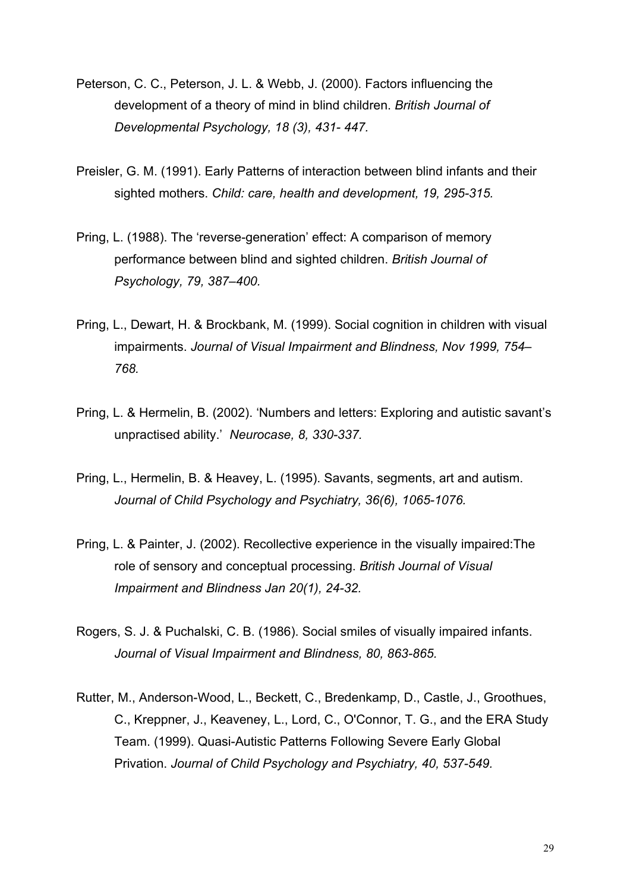Peterson, C. C., Peterson, J. L. & Webb, J. (2000). Factors influencing the development of a theory of mind in blind children. *British Journal of Developmental Psychology, 18 (3), 431- 447.*

Preisler, G. M. (1991). Early Patterns of interaction between blind infants and their sighted mothers. *Child: care, health and development, 19, 295-315.*

Pring, L. (1988). The 'reverse-generation' effect: A comparison of memory performance between blind and sighted children. *British Journal of Psychology, 79, 387–400.*

Pring, L., Dewart, H. & Brockbank, M. (1999). Social cognition in children with visual impairments. *Journal of Visual Impairment and Blindness, Nov 1999, 754–768.*

Pring, L. & Hermelin, B. (2002). 'Numbers and letters: Exploring and autistic savant's unpractised ability.' *Neurocase, 8, 330-337.*

Pring, L., Hermelin, B. & Heavey, L. (1995). Savants, segments, art and autism. *Journal of Child Psychology and Psychiatry, 36(6), 1065-1076.*

Pring, L. & Painter, J. (2002). Recollective experience in the visually impaired:The role of sensory and conceptual processing. *British Journal of Visual Impairment and Blindness Jan 20(1), 24-32.*

Rogers, S. J. & Puchalski, C. B. (1986). Social smiles of visually impaired infants. *Journal of Visual Impairment and Blindness, 80, 863-865.*

Rutter, M., Anderson-Wood, L., Beckett, C., Bredenkamp, D., Castle, J., Groothues, C., Kreppner, J., Keaveney, L., Lord, C., O'Connor, T. G., and the ERA Study Team. (1999). Quasi-Autistic Patterns Following Severe Early Global Privation. *Journal of Child Psychology and Psychiatry, 40, 537-549.*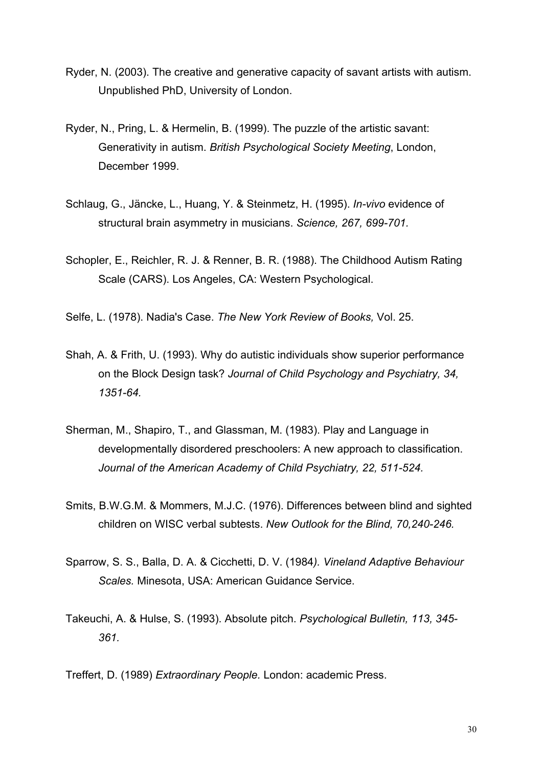Ryder, N. (2003). The creative and generative capacity of savant artists with autism. Unpublished PhD, University of London.

Ryder, N., Pring, L. & Hermelin, B. (1999). The puzzle of the artistic savant: Generativity in autism. *British Psychological Society Meeting*, London, December 1999.

Schlaug, G., Jäncke, L., Huang, Y. & Steinmetz, H. (1995). *In-vivo* evidence of structural brain asymmetry in musicians. *Science, 267, 699-701.*

Schopler, E., Reichler, R. J. & Renner, B. R. (1988). The Childhood Autism Rating Scale (CARS). Los Angeles, CA: Western Psychological.

Selfe, L. (1978). Nadia's Case. *The New York Review of Books,* Vol. 25.

Shah, A. & Frith, U. (1993). Why do autistic individuals show superior performance on the Block Design task? *Journal of Child Psychology and Psychiatry, 34, 1351-64.*

Sherman, M., Shapiro, T., and Glassman, M. (1983). Play and Language in developmentally disordered preschoolers: A new approach to classification. *Journal of the American Academy of Child Psychiatry, 22, 511-524.*

Smits, B.W.G.M. & Mommers, M.J.C. (1976). Differences between blind and sighted children on WISC verbal subtests. *New Outlook for the Blind, 70,240-246.*

Sparrow, S. S., Balla, D. A. & Cicchetti, D. V. (1984*). Vineland Adaptive Behaviour Scales.* Minesota, USA: American Guidance Service.

Takeuchi, A. & Hulse, S. (1993). Absolute pitch. *Psychological Bulletin, 113, 345-361.*

Treffert, D. (1989) *Extraordinary People.* London: academic Press.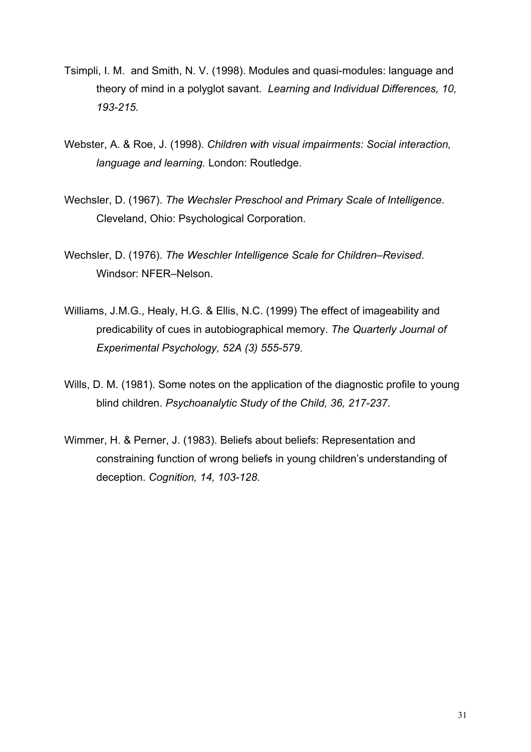Tsimpli, I. M. and Smith, N. V. (1998). Modules and quasi-modules: language and theory of mind in a polyglot savant. *Learning and Individual Differences, 10, 193-215.*

Webster, A. & Roe, J. (1998). *Children with visual impairments: Social interaction, language and learning.* London: Routledge.

Wechsler, D. (1967). *The Wechsler Preschool and Primary Scale of Intelligence*. Cleveland, Ohio: Psychological Corporation.

Wechsler, D. (1976). *The Weschler Intelligence Scale for Children–Revised*. Windsor: NFER–Nelson.

Williams, J.M.G., Healy, H.G. & Ellis, N.C. (1999) The effect of imageability and predicability of cues in autobiographical memory. *The Quarterly Journal of Experimental Psychology, 52A (3) 555-579.*

Wills, D. M. (1981). Some notes on the application of the diagnostic profile to young blind children. *Psychoanalytic Study of the Child, 36, 217-237*.

Wimmer, H. & Perner, J. (1983). Beliefs about beliefs: Representation and constraining function of wrong beliefs in young children's understanding of deception. *Cognition, 14, 103-128*.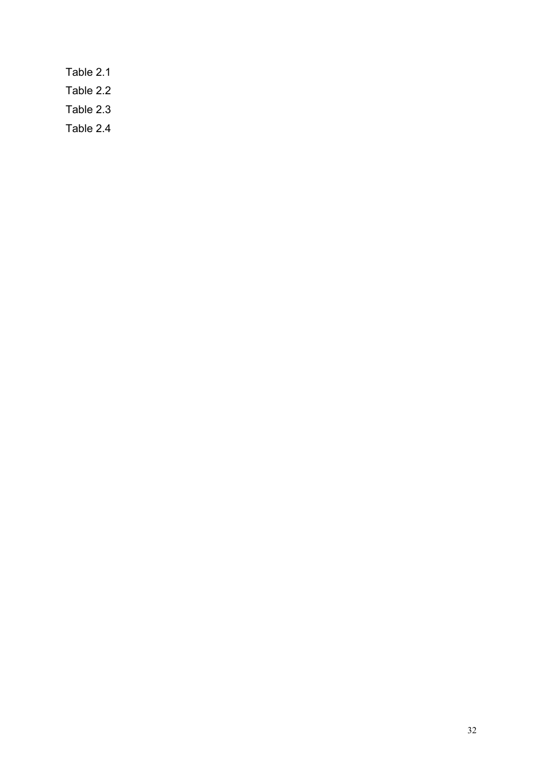Table 2.1

Table 2.2

Table 2.3

Table 2.4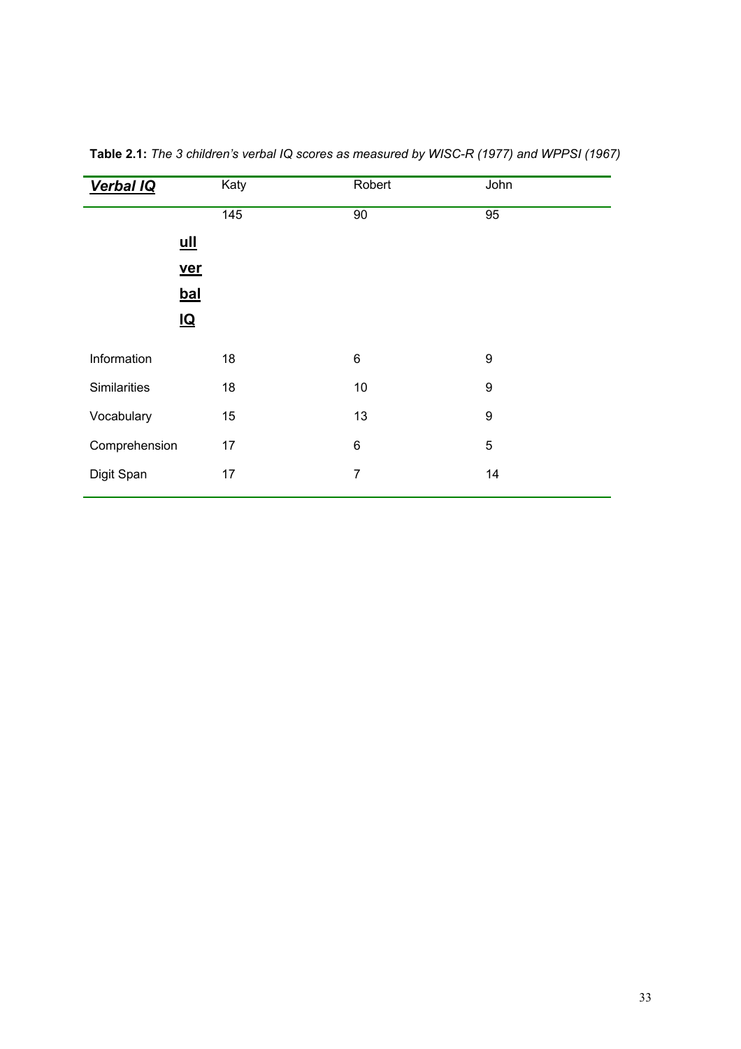**Table 2.1:** *The 3 children's verbal IQ scores as measured by WISC-R (1977) and WPPSI (1967)*

| ***Verbal IQ*** | Katy | Robert | John |
|---|---|---|---|
| **ull ver bal IQ** | 145 | 90 | 95 |
| Information | 18 | 6 | 9 |
| Similarities | 18 | 10 | 9 |
| Vocabulary | 15 | 13 | 9 |
| Comprehension | 17 | 6 | 5 |
| Digit Span | 17 | 7 | 14 |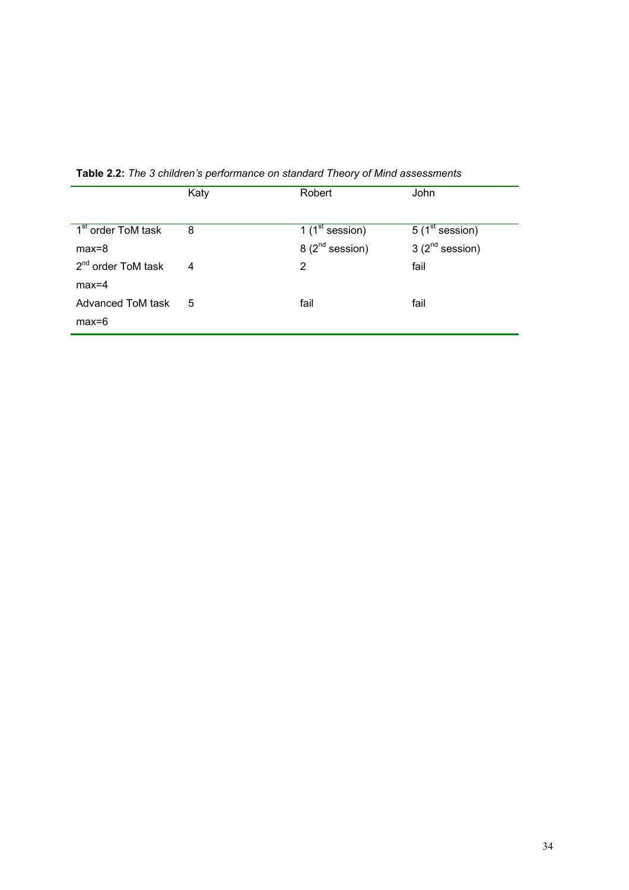**Table 2.2:** *The 3 children's performance on standard Theory of Mind assessments*

| | Katy | Robert | John |
|---|---|---|---|
| 1st order ToM task max=8 | 8 | 1 (1st session) 8 (2nd session) | 5 (1st session) 3 (2nd session) |
| 2nd order ToM task max=4 | 4 | 2 | fail |
| Advanced ToM task max=6 | 5 | fail | fail |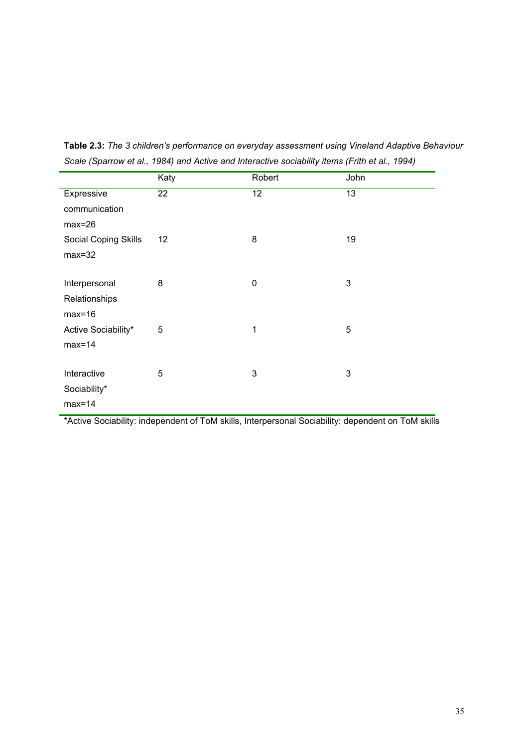**Table 2.3:** *The 3 children's performance on everyday assessment using Vineland Adaptive Behaviour Scale (Sparrow et al., 1984) and Active and Interactive sociability items (Frith et al., 1994)*

| | Katy | Robert | John |
|---|---|---|---|
| Expressive communication max=26 | 22 | 12 | 13 |
| Social Coping Skills max=32 | 12 | 8 | 19 |
| Interpersonal Relationships max=16 | 8 | 0 | 3 |
| Active Sociability* max=14 | 5 | 1 | 5 |
| Interactive Sociability* max=14 | 5 | 3 | 3 |

*Active Sociability: independent of ToM skills, Interpersonal Sociability: dependent on ToM skills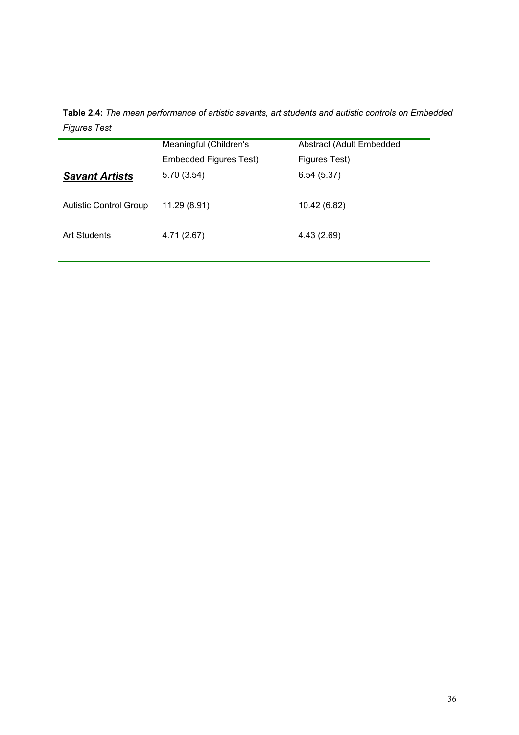**Table 2.4:** *The mean performance of artistic savants, art students and autistic controls on Embedded Figures Test*

| | Meaningful (Children's Embedded Figures Test) | Abstract (Adult Embedded Figures Test) |
|---|---|---|
| ***Savant Artists*** | 5.70 (3.54) | 6.54 (5.37) |
| Autistic Control Group | 11.29 (8.91) | 10.42 (6.82) |
| Art Students | 4.71 (2.67) | 4.43 (2.69) |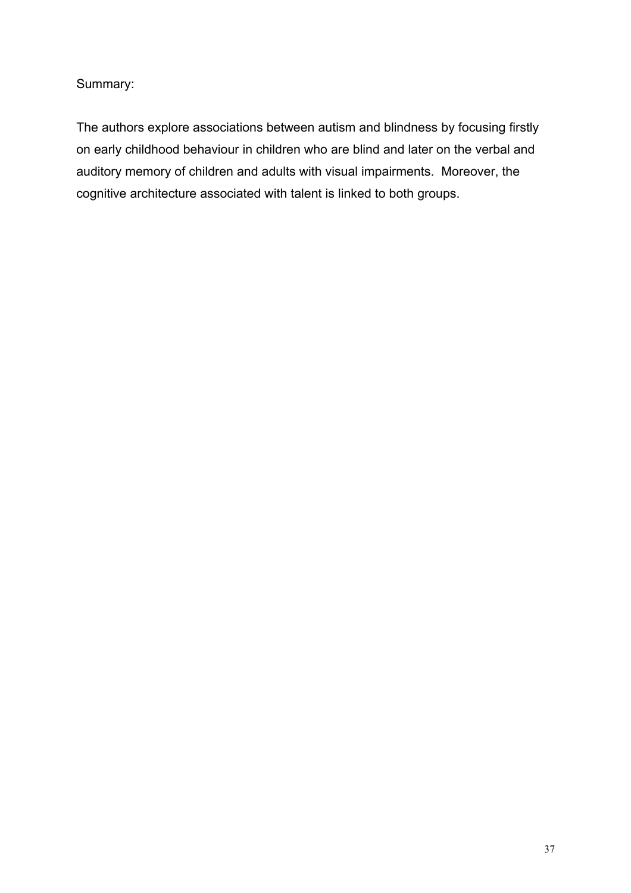Summary:

The authors explore associations between autism and blindness by focusing firstly on early childhood behaviour in children who are blind and later on the verbal and auditory memory of children and adults with visual impairments. Moreover, the cognitive architecture associated with talent is linked to both groups.